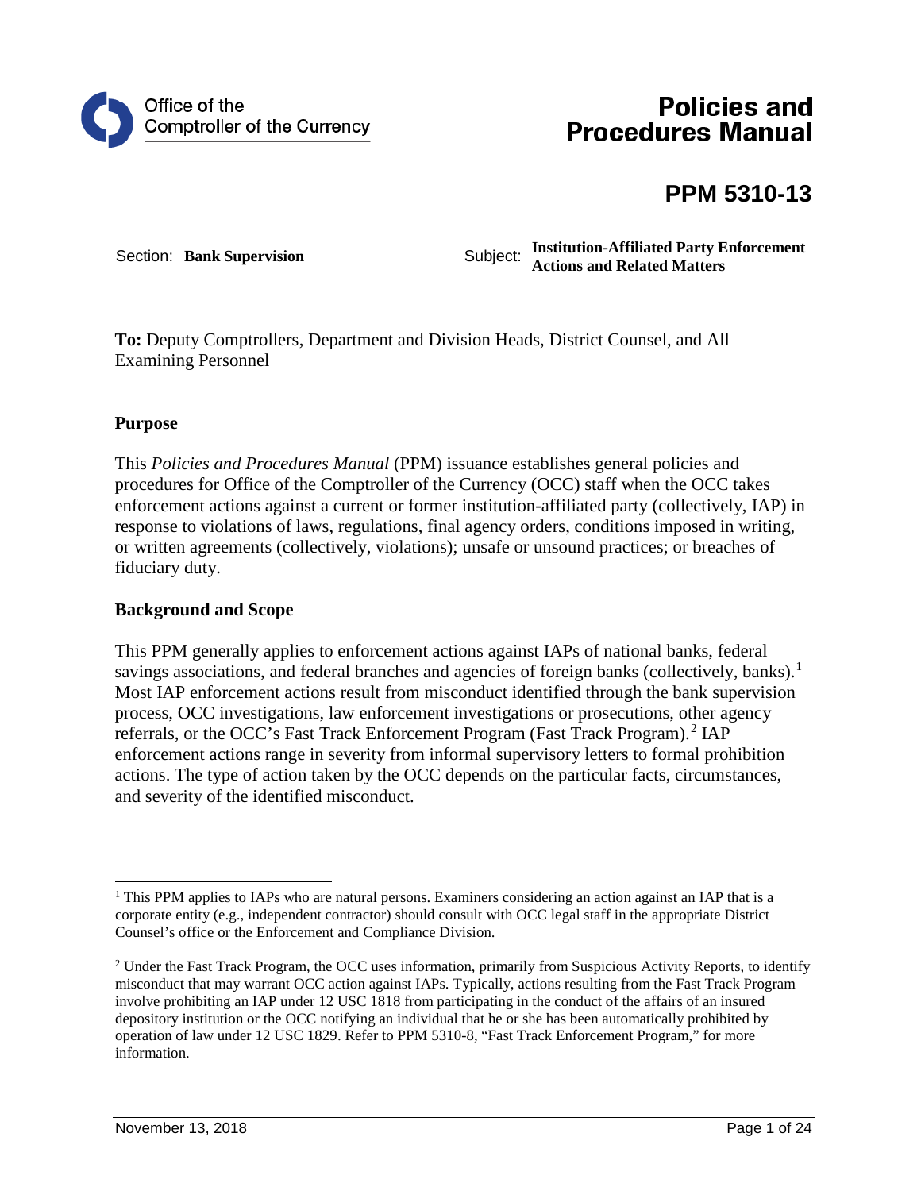Office of the Comptroller of the Currency

# Policies and Procedures Manual

## PPM 5310-13

Section: **Bank Supervision**

Subject: **Institution-Affiliated Party Enforcement Actions and Related Matters**

**To:** Deputy Comptrollers, Department and Division Heads, District Counsel, and All Examining Personnel

### Purpose

This *Policies and Procedures Manual* (PPM) issuance establishes general policies and procedures for Office of the Comptroller of the Currency (OCC) staff when the OCC takes enforcement actions against a current or former institution-affiliated party (collectively, IAP) in response to violations of laws, regulations, final agency orders, conditions imposed in writing, or written agreements (collectively, violations); unsafe or unsound practices; or breaches of fiduciary duty.

### Background and Scope

This PPM generally applies to enforcement actions against IAPs of national banks, federal savings associations, and federal branches and agencies of foreign banks (collectively, banks).[1] Most IAP enforcement actions result from misconduct identified through the bank supervision process, OCC investigations, law enforcement investigations or prosecutions, other agency referrals, or the OCC's Fast Track Enforcement Program (Fast Track Program).[2] IAP enforcement actions range in severity from informal supervisory letters to formal prohibition actions. The type of action taken by the OCC depends on the particular facts, circumstances, and severity of the identified misconduct.

---

[1] This PPM applies to IAPs who are natural persons. Examiners considering an action against an IAP that is a corporate entity (e.g., independent contractor) should consult with OCC legal staff in the appropriate District Counsel's office or the Enforcement and Compliance Division.

[2] Under the Fast Track Program, the OCC uses information, primarily from Suspicious Activity Reports, to identify misconduct that may warrant OCC action against IAPs. Typically, actions resulting from the Fast Track Program involve prohibiting an IAP under 12 USC 1818 from participating in the conduct of the affairs of an insured depository institution or the OCC notifying an individual that he or she has been automatically prohibited by operation of law under 12 USC 1829. Refer to PPM 5310-8, "Fast Track Enforcement Program," for more information.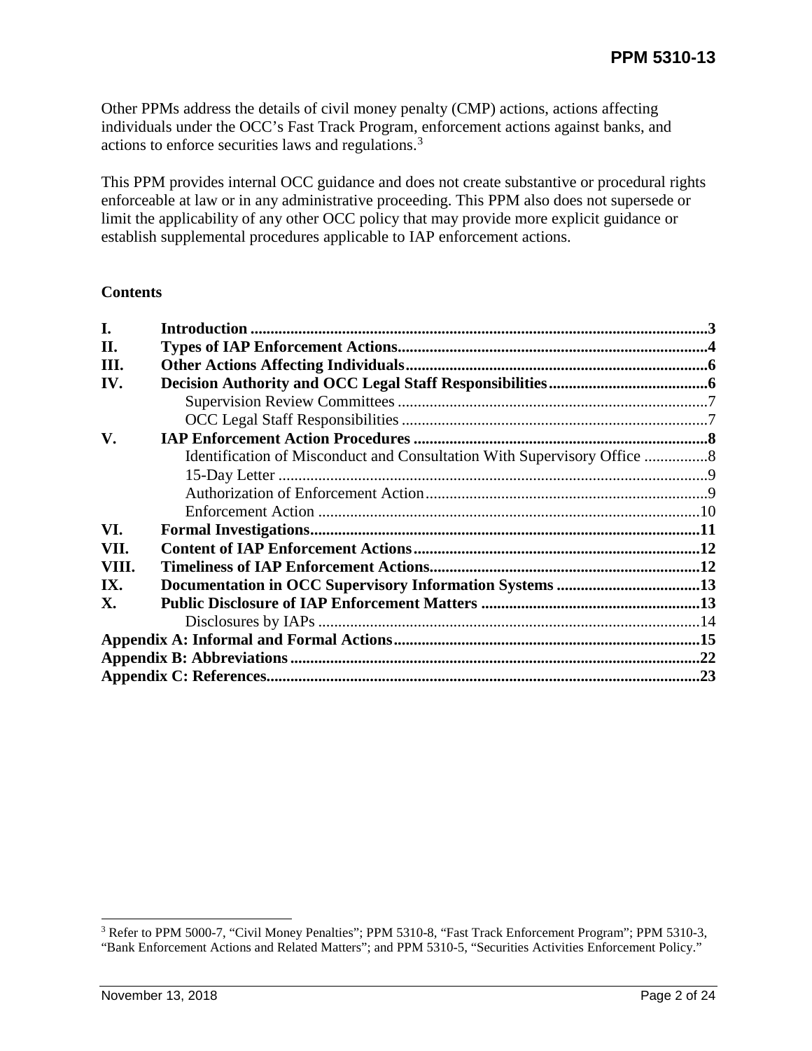Other PPMs address the details of civil money penalty (CMP) actions, actions affecting individuals under the OCC's Fast Track Program, enforcement actions against banks, and actions to enforce securities laws and regulations.[3]

This PPM provides internal OCC guidance and does not create substantive or procedural rights enforceable at law or in any administrative proceeding. This PPM also does not supersede or limit the applicability of any other OCC policy that may provide more explicit guidance or establish supplemental procedures applicable to IAP enforcement actions.

**Contents**

| | | |
|---|---|---|
| **I.** | **Introduction** | **3** |
| **II.** | **Types of IAP Enforcement Actions** | **4** |
| **III.** | **Other Actions Affecting Individuals** | **6** |
| **IV.** | **Decision Authority and OCC Legal Staff Responsibilities** | **6** |
| | Supervision Review Committees | 7 |
| | OCC Legal Staff Responsibilities | 7 |
| **V.** | **IAP Enforcement Action Procedures** | **8** |
| | Identification of Misconduct and Consultation With Supervisory Office | 8 |
| | 15-Day Letter | 9 |
| | Authorization of Enforcement Action | 9 |
| | Enforcement Action | 10 |
| **VI.** | **Formal Investigations** | **11** |
| **VII.** | **Content of IAP Enforcement Actions** | **12** |
| **VIII.** | **Timeliness of IAP Enforcement Actions** | **12** |
| **IX.** | **Documentation in OCC Supervisory Information Systems** | **13** |
| **X.** | **Public Disclosure of IAP Enforcement Matters** | **13** |
| | Disclosures by IAPs | 14 |
| **Appendix A: Informal and Formal Actions** | | **15** |
| **Appendix B: Abbreviations** | | **22** |
| **Appendix C: References** | | **23** |

[3] Refer to PPM 5000-7, "Civil Money Penalties"; PPM 5310-8, "Fast Track Enforcement Program"; PPM 5310-3, "Bank Enforcement Actions and Related Matters"; and PPM 5310-5, "Securities Activities Enforcement Policy."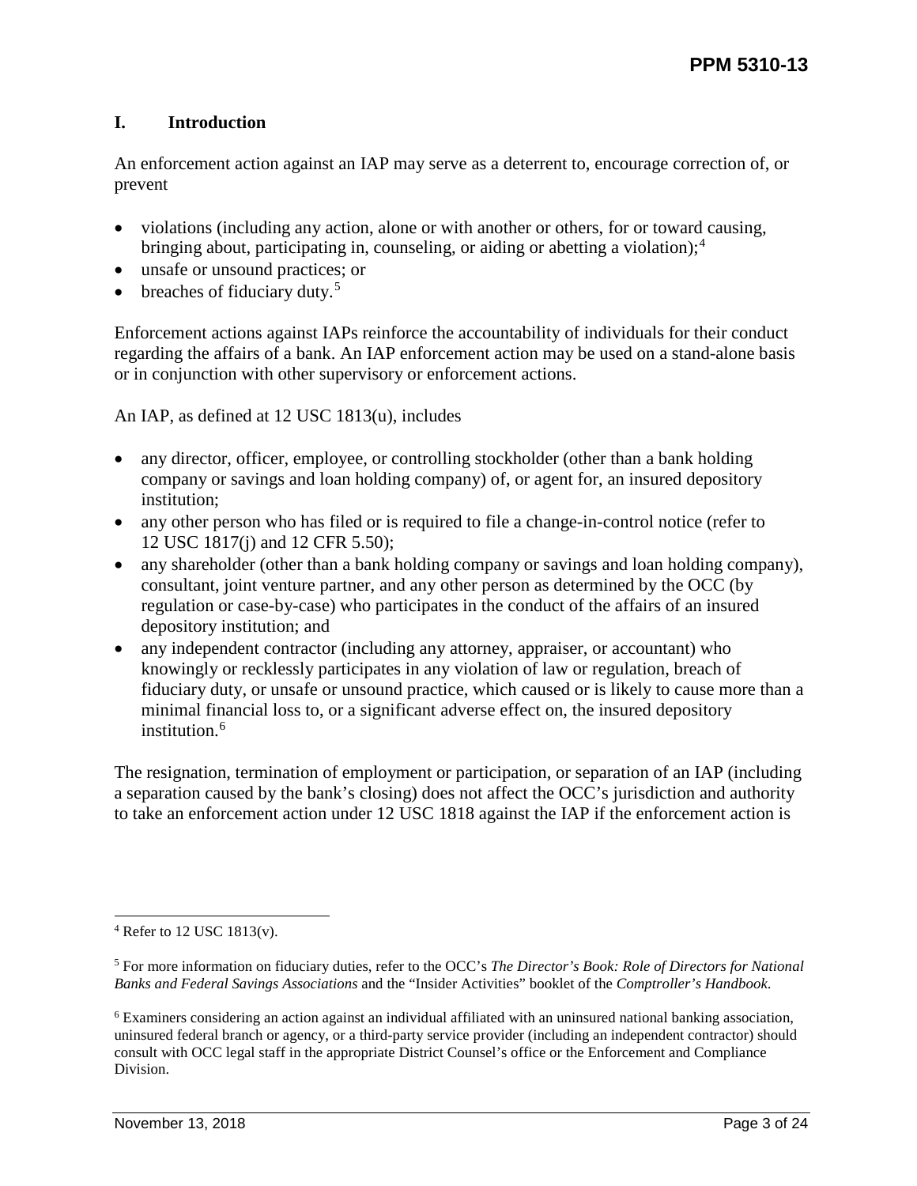## I. Introduction

An enforcement action against an IAP may serve as a deterrent to, encourage correction of, or prevent

- violations (including any action, alone or with another or others, for or toward causing, bringing about, participating in, counseling, or aiding or abetting a violation);[4]
- unsafe or unsound practices; or
- breaches of fiduciary duty.[5]

Enforcement actions against IAPs reinforce the accountability of individuals for their conduct regarding the affairs of a bank. An IAP enforcement action may be used on a stand-alone basis or in conjunction with other supervisory or enforcement actions.

An IAP, as defined at 12 USC 1813(u), includes

- any director, officer, employee, or controlling stockholder (other than a bank holding company or savings and loan holding company) of, or agent for, an insured depository institution;
- any other person who has filed or is required to file a change-in-control notice (refer to 12 USC 1817(j) and 12 CFR 5.50);
- any shareholder (other than a bank holding company or savings and loan holding company), consultant, joint venture partner, and any other person as determined by the OCC (by regulation or case-by-case) who participates in the conduct of the affairs of an insured depository institution; and
- any independent contractor (including any attorney, appraiser, or accountant) who knowingly or recklessly participates in any violation of law or regulation, breach of fiduciary duty, or unsafe or unsound practice, which caused or is likely to cause more than a minimal financial loss to, or a significant adverse effect on, the insured depository institution.[6]

The resignation, termination of employment or participation, or separation of an IAP (including a separation caused by the bank's closing) does not affect the OCC's jurisdiction and authority to take an enforcement action under 12 USC 1818 against the IAP if the enforcement action is

---

[4] Refer to 12 USC 1813(v).

[5] For more information on fiduciary duties, refer to the OCC's *The Director's Book: Role of Directors for National Banks and Federal Savings Associations* and the "Insider Activities" booklet of the *Comptroller's Handbook*.

[6] Examiners considering an action against an individual affiliated with an uninsured national banking association, uninsured federal branch or agency, or a third-party service provider (including an independent contractor) should consult with OCC legal staff in the appropriate District Counsel's office or the Enforcement and Compliance Division.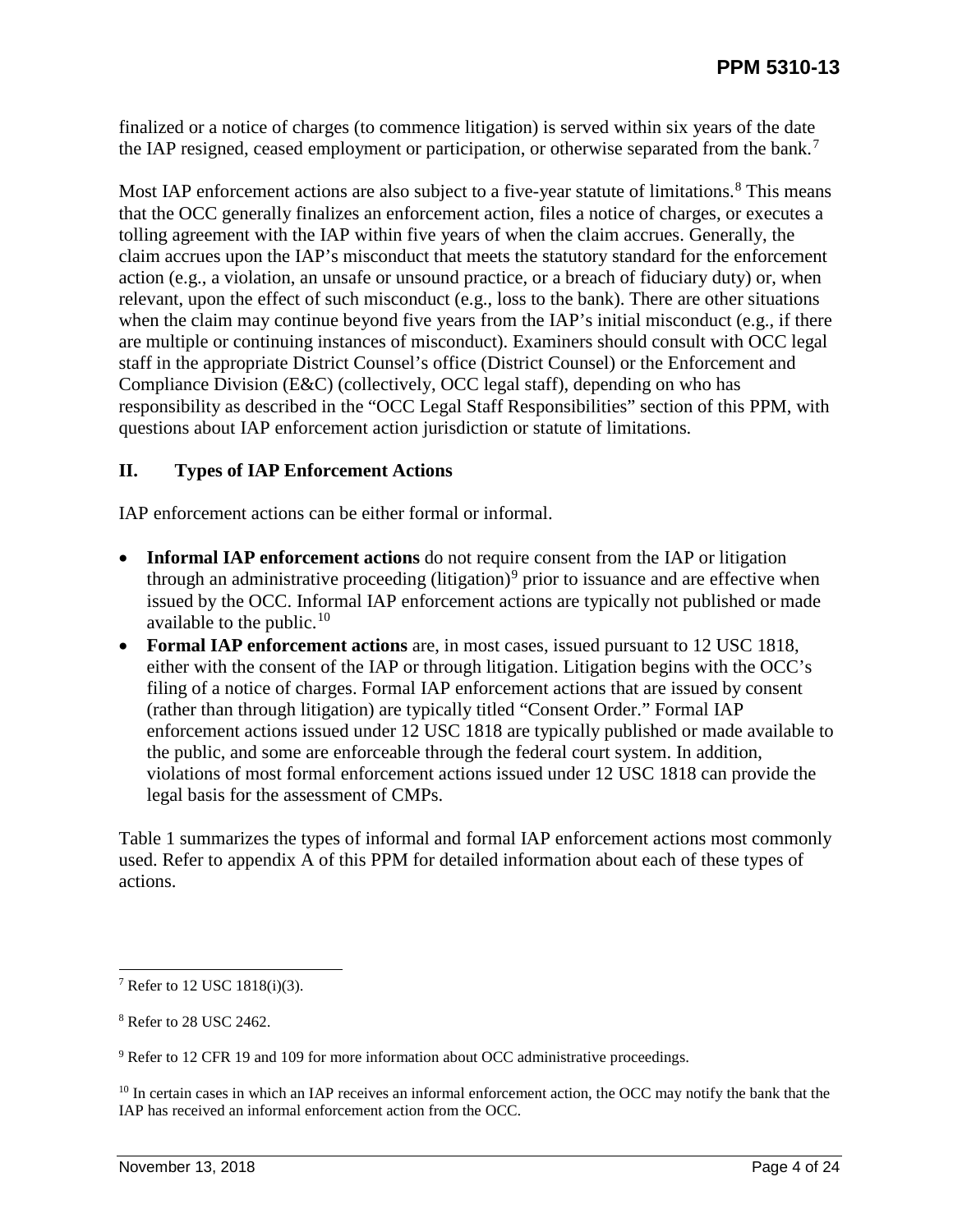finalized or a notice of charges (to commence litigation) is served within six years of the date the IAP resigned, ceased employment or participation, or otherwise separated from the bank.[7]

Most IAP enforcement actions are also subject to a five-year statute of limitations.[8] This means that the OCC generally finalizes an enforcement action, files a notice of charges, or executes a tolling agreement with the IAP within five years of when the claim accrues. Generally, the claim accrues upon the IAP's misconduct that meets the statutory standard for the enforcement action (e.g., a violation, an unsafe or unsound practice, or a breach of fiduciary duty) or, when relevant, upon the effect of such misconduct (e.g., loss to the bank). There are other situations when the claim may continue beyond five years from the IAP's initial misconduct (e.g., if there are multiple or continuing instances of misconduct). Examiners should consult with OCC legal staff in the appropriate District Counsel's office (District Counsel) or the Enforcement and Compliance Division (E&C) (collectively, OCC legal staff), depending on who has responsibility as described in the "OCC Legal Staff Responsibilities" section of this PPM, with questions about IAP enforcement action jurisdiction or statute of limitations.

## II. Types of IAP Enforcement Actions

IAP enforcement actions can be either formal or informal.

- **Informal IAP enforcement actions** do not require consent from the IAP or litigation through an administrative proceeding (litigation)[9] prior to issuance and are effective when issued by the OCC. Informal IAP enforcement actions are typically not published or made available to the public.[10]
- **Formal IAP enforcement actions** are, in most cases, issued pursuant to 12 USC 1818, either with the consent of the IAP or through litigation. Litigation begins with the OCC's filing of a notice of charges. Formal IAP enforcement actions that are issued by consent (rather than through litigation) are typically titled "Consent Order." Formal IAP enforcement actions issued under 12 USC 1818 are typically published or made available to the public, and some are enforceable through the federal court system. In addition, violations of most formal enforcement actions issued under 12 USC 1818 can provide the legal basis for the assessment of CMPs.

Table 1 summarizes the types of informal and formal IAP enforcement actions most commonly used. Refer to appendix A of this PPM for detailed information about each of these types of actions.

---

[7] Refer to 12 USC 1818(i)(3).

[8] Refer to 28 USC 2462.

[9] Refer to 12 CFR 19 and 109 for more information about OCC administrative proceedings.

[10] In certain cases in which an IAP receives an informal enforcement action, the OCC may notify the bank that the IAP has received an informal enforcement action from the OCC.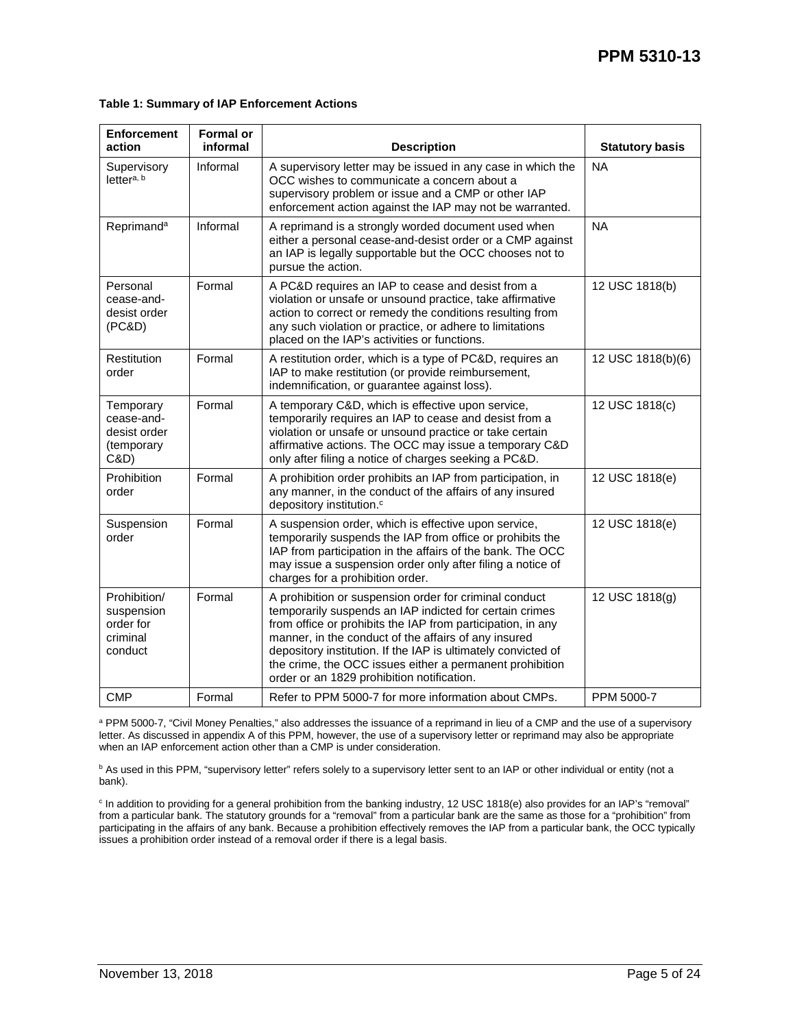**Table 1: Summary of IAP Enforcement Actions**

| Enforcement action | Formal or informal | Description | Statutory basis |
|---|---|---|---|
| Supervisory letter[a, b] | Informal | A supervisory letter may be issued in any case in which the OCC wishes to communicate a concern about a supervisory problem or issue and a CMP or other IAP enforcement action against the IAP may not be warranted. | NA |
| Reprimand[a] | Informal | A reprimand is a strongly worded document used when either a personal cease-and-desist order or a CMP against an IAP is legally supportable but the OCC chooses not to pursue the action. | NA |
| Personal cease-and-desist order (PC&D) | Formal | A PC&D requires an IAP to cease and desist from a violation or unsafe or unsound practice, take affirmative action to correct or remedy the conditions resulting from any such violation or practice, or adhere to limitations placed on the IAP's activities or functions. | 12 USC 1818(b) |
| Restitution order | Formal | A restitution order, which is a type of PC&D, requires an IAP to make restitution (or provide reimbursement, indemnification, or guarantee against loss). | 12 USC 1818(b)(6) |
| Temporary cease-and-desist order (temporary C&D) | Formal | A temporary C&D, which is effective upon service, temporarily requires an IAP to cease and desist from a violation or unsafe or unsound practice or take certain affirmative actions. The OCC may issue a temporary C&D only after filing a notice of charges seeking a PC&D. | 12 USC 1818(c) |
| Prohibition order | Formal | A prohibition order prohibits an IAP from participation, in any manner, in the conduct of the affairs of any insured depository institution.[c] | 12 USC 1818(e) |
| Suspension order | Formal | A suspension order, which is effective upon service, temporarily suspends the IAP from office or prohibits the IAP from participation in the affairs of the bank. The OCC may issue a suspension order only after filing a notice of charges for a prohibition order. | 12 USC 1818(e) |
| Prohibition/ suspension order for criminal conduct | Formal | A prohibition or suspension order for criminal conduct temporarily suspends an IAP indicted for certain crimes from office or prohibits the IAP from participation, in any manner, in the conduct of the affairs of any insured depository institution. If the IAP is ultimately convicted of the crime, the OCC issues either a permanent prohibition order or an 1829 prohibition notification. | 12 USC 1818(g) |
| CMP | Formal | Refer to PPM 5000-7 for more information about CMPs. | PPM 5000-7 |

[a] PPM 5000-7, "Civil Money Penalties," also addresses the issuance of a reprimand in lieu of a CMP and the use of a supervisory letter. As discussed in appendix A of this PPM, however, the use of a supervisory letter or reprimand may also be appropriate when an IAP enforcement action other than a CMP is under consideration.

[b] As used in this PPM, "supervisory letter" refers solely to a supervisory letter sent to an IAP or other individual or entity (not a bank).

[c] In addition to providing for a general prohibition from the banking industry, 12 USC 1818(e) also provides for an IAP's "removal" from a particular bank. The statutory grounds for a "removal" from a particular bank are the same as those for a "prohibition" from participating in the affairs of any bank. Because a prohibition effectively removes the IAP from a particular bank, the OCC typically issues a prohibition order instead of a removal order if there is a legal basis.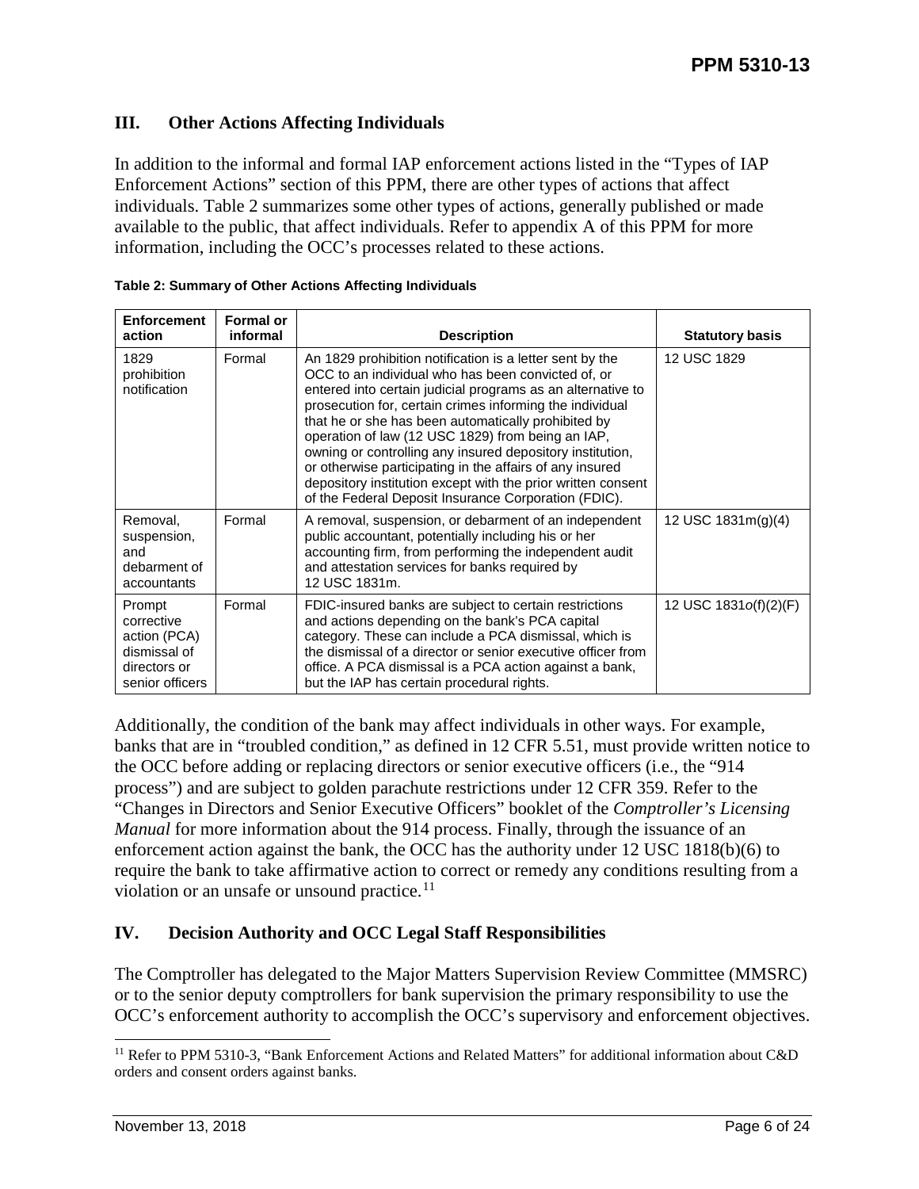## III. Other Actions Affecting Individuals

In addition to the informal and formal IAP enforcement actions listed in the "Types of IAP Enforcement Actions" section of this PPM, there are other types of actions that affect individuals. Table 2 summarizes some other types of actions, generally published or made available to the public, that affect individuals. Refer to appendix A of this PPM for more information, including the OCC's processes related to these actions.

**Table 2: Summary of Other Actions Affecting Individuals**

| Enforcement action | Formal or informal | Description | Statutory basis |
|---|---|---|---|
| 1829 prohibition notification | Formal | An 1829 prohibition notification is a letter sent by the OCC to an individual who has been convicted of, or entered into certain judicial programs as an alternative to prosecution for, certain crimes informing the individual that he or she has been automatically prohibited by operation of law (12 USC 1829) from being an IAP, owning or controlling any insured depository institution, or otherwise participating in the affairs of any insured depository institution except with the prior written consent of the Federal Deposit Insurance Corporation (FDIC). | 12 USC 1829 |
| Removal, suspension, and debarment of accountants | Formal | A removal, suspension, or debarment of an independent public accountant, potentially including his or her accounting firm, from performing the independent audit and attestation services for banks required by 12 USC 1831m. | 12 USC 1831m(g)(4) |
| Prompt corrective action (PCA) dismissal of directors or senior officers | Formal | FDIC-insured banks are subject to certain restrictions and actions depending on the bank's PCA capital category. These can include a PCA dismissal, which is the dismissal of a director or senior executive officer from office. A PCA dismissal is a PCA action against a bank, but the IAP has certain procedural rights. | 12 USC 1831*o*(f)(2)(F) |

Additionally, the condition of the bank may affect individuals in other ways. For example, banks that are in "troubled condition," as defined in 12 CFR 5.51, must provide written notice to the OCC before adding or replacing directors or senior executive officers (i.e., the "914 process") and are subject to golden parachute restrictions under 12 CFR 359. Refer to the "Changes in Directors and Senior Executive Officers" booklet of the *Comptroller's Licensing Manual* for more information about the 914 process. Finally, through the issuance of an enforcement action against the bank, the OCC has the authority under 12 USC 1818(b)(6) to require the bank to take affirmative action to correct or remedy any conditions resulting from a violation or an unsafe or unsound practice.[11]

## IV. Decision Authority and OCC Legal Staff Responsibilities

The Comptroller has delegated to the Major Matters Supervision Review Committee (MMSRC) or to the senior deputy comptrollers for bank supervision the primary responsibility to use the OCC's enforcement authority to accomplish the OCC's supervisory and enforcement objectives.

[11] Refer to PPM 5310-3, "Bank Enforcement Actions and Related Matters" for additional information about C&D orders and consent orders against banks.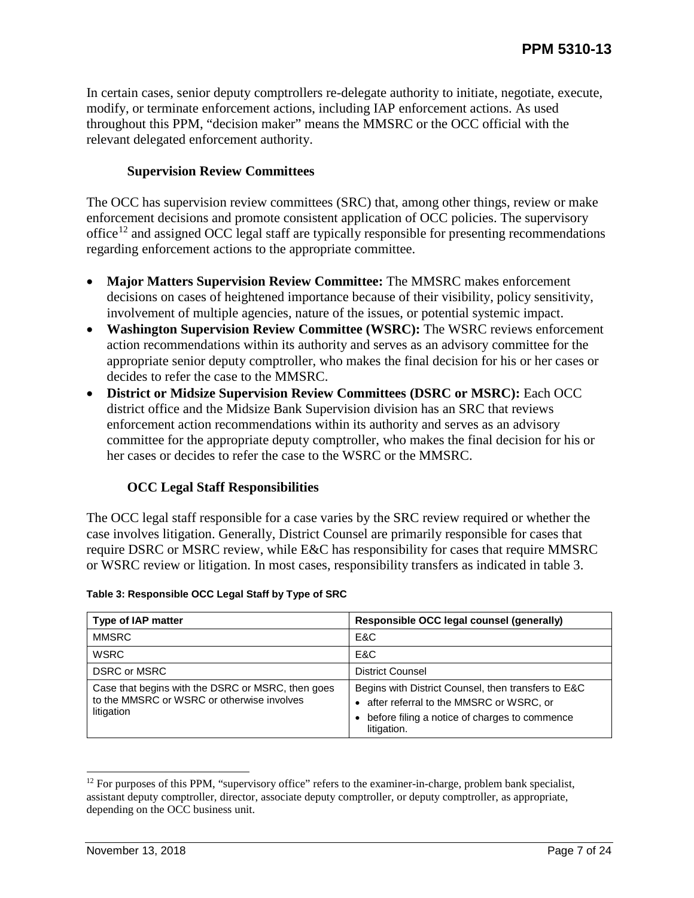In certain cases, senior deputy comptrollers re-delegate authority to initiate, negotiate, execute, modify, or terminate enforcement actions, including IAP enforcement actions. As used throughout this PPM, "decision maker" means the MMSRC or the OCC official with the relevant delegated enforcement authority.

### Supervision Review Committees

The OCC has supervision review committees (SRC) that, among other things, review or make enforcement decisions and promote consistent application of OCC policies. The supervisory office[12] and assigned OCC legal staff are typically responsible for presenting recommendations regarding enforcement actions to the appropriate committee.

- **Major Matters Supervision Review Committee:** The MMSRC makes enforcement decisions on cases of heightened importance because of their visibility, policy sensitivity, involvement of multiple agencies, nature of the issues, or potential systemic impact.
- **Washington Supervision Review Committee (WSRC):** The WSRC reviews enforcement action recommendations within its authority and serves as an advisory committee for the appropriate senior deputy comptroller, who makes the final decision for his or her cases or decides to refer the case to the MMSRC.
- **District or Midsize Supervision Review Committees (DSRC or MSRC):** Each OCC district office and the Midsize Bank Supervision division has an SRC that reviews enforcement action recommendations within its authority and serves as an advisory committee for the appropriate deputy comptroller, who makes the final decision for his or her cases or decides to refer the case to the WSRC or the MMSRC.

### OCC Legal Staff Responsibilities

The OCC legal staff responsible for a case varies by the SRC review required or whether the case involves litigation. Generally, District Counsel are primarily responsible for cases that require DSRC or MSRC review, while E&C has responsibility for cases that require MMSRC or WSRC review or litigation. In most cases, responsibility transfers as indicated in table 3.

**Table 3: Responsible OCC Legal Staff by Type of SRC**

| Type of IAP matter | Responsible OCC legal counsel (generally) |
|---|---|
| MMSRC | E&C |
| WSRC | E&C |
| DSRC or MSRC | District Counsel |
| Case that begins with the DSRC or MSRC, then goes to the MMSRC or WSRC or otherwise involves litigation | Begins with District Counsel, then transfers to E&C<br>• after referral to the MMSRC or WSRC, or<br>• before filing a notice of charges to commence litigation. |

[12] For purposes of this PPM, "supervisory office" refers to the examiner-in-charge, problem bank specialist, assistant deputy comptroller, director, associate deputy comptroller, or deputy comptroller, as appropriate, depending on the OCC business unit.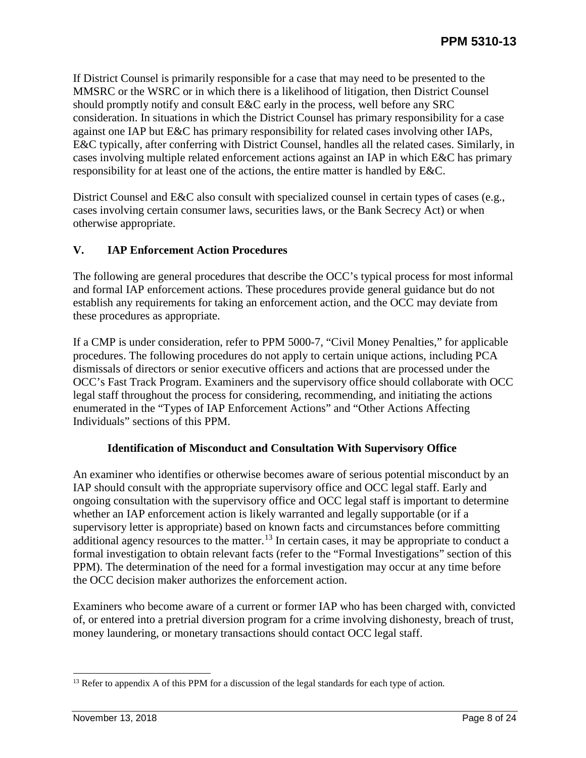If District Counsel is primarily responsible for a case that may need to be presented to the MMSRC or the WSRC or in which there is a likelihood of litigation, then District Counsel should promptly notify and consult E&C early in the process, well before any SRC consideration. In situations in which the District Counsel has primary responsibility for a case against one IAP but E&C has primary responsibility for related cases involving other IAPs, E&C typically, after conferring with District Counsel, handles all the related cases. Similarly, in cases involving multiple related enforcement actions against an IAP in which E&C has primary responsibility for at least one of the actions, the entire matter is handled by E&C.

District Counsel and E&C also consult with specialized counsel in certain types of cases (e.g., cases involving certain consumer laws, securities laws, or the Bank Secrecy Act) or when otherwise appropriate.

## V. IAP Enforcement Action Procedures

The following are general procedures that describe the OCC's typical process for most informal and formal IAP enforcement actions. These procedures provide general guidance but do not establish any requirements for taking an enforcement action, and the OCC may deviate from these procedures as appropriate.

If a CMP is under consideration, refer to PPM 5000-7, "Civil Money Penalties," for applicable procedures. The following procedures do not apply to certain unique actions, including PCA dismissals of directors or senior executive officers and actions that are processed under the OCC's Fast Track Program. Examiners and the supervisory office should collaborate with OCC legal staff throughout the process for considering, recommending, and initiating the actions enumerated in the "Types of IAP Enforcement Actions" and "Other Actions Affecting Individuals" sections of this PPM.

### Identification of Misconduct and Consultation With Supervisory Office

An examiner who identifies or otherwise becomes aware of serious potential misconduct by an IAP should consult with the appropriate supervisory office and OCC legal staff. Early and ongoing consultation with the supervisory office and OCC legal staff is important to determine whether an IAP enforcement action is likely warranted and legally supportable (or if a supervisory letter is appropriate) based on known facts and circumstances before committing additional agency resources to the matter.[13] In certain cases, it may be appropriate to conduct a formal investigation to obtain relevant facts (refer to the "Formal Investigations" section of this PPM). The determination of the need for a formal investigation may occur at any time before the OCC decision maker authorizes the enforcement action.

Examiners who become aware of a current or former IAP who has been charged with, convicted of, or entered into a pretrial diversion program for a crime involving dishonesty, breach of trust, money laundering, or monetary transactions should contact OCC legal staff.

[13] Refer to appendix A of this PPM for a discussion of the legal standards for each type of action.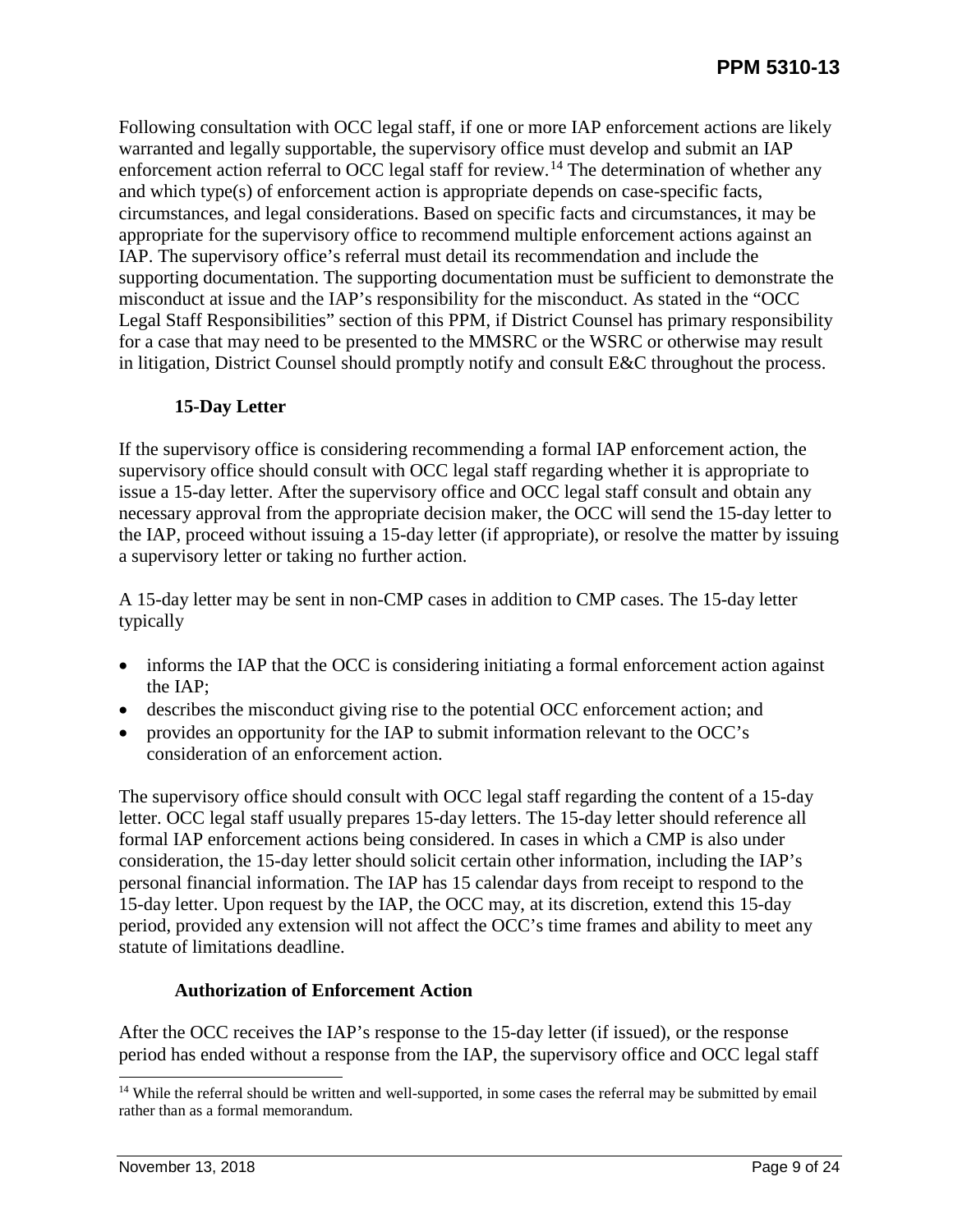Following consultation with OCC legal staff, if one or more IAP enforcement actions are likely warranted and legally supportable, the supervisory office must develop and submit an IAP enforcement action referral to OCC legal staff for review.[14] The determination of whether any and which type(s) of enforcement action is appropriate depends on case-specific facts, circumstances, and legal considerations. Based on specific facts and circumstances, it may be appropriate for the supervisory office to recommend multiple enforcement actions against an IAP. The supervisory office's referral must detail its recommendation and include the supporting documentation. The supporting documentation must be sufficient to demonstrate the misconduct at issue and the IAP's responsibility for the misconduct. As stated in the "OCC Legal Staff Responsibilities" section of this PPM, if District Counsel has primary responsibility for a case that may need to be presented to the MMSRC or the WSRC or otherwise may result in litigation, District Counsel should promptly notify and consult E&C throughout the process.

### 15-Day Letter

If the supervisory office is considering recommending a formal IAP enforcement action, the supervisory office should consult with OCC legal staff regarding whether it is appropriate to issue a 15-day letter. After the supervisory office and OCC legal staff consult and obtain any necessary approval from the appropriate decision maker, the OCC will send the 15-day letter to the IAP, proceed without issuing a 15-day letter (if appropriate), or resolve the matter by issuing a supervisory letter or taking no further action.

A 15-day letter may be sent in non-CMP cases in addition to CMP cases. The 15-day letter typically

- informs the IAP that the OCC is considering initiating a formal enforcement action against the IAP;
- describes the misconduct giving rise to the potential OCC enforcement action; and
- provides an opportunity for the IAP to submit information relevant to the OCC's consideration of an enforcement action.

The supervisory office should consult with OCC legal staff regarding the content of a 15-day letter. OCC legal staff usually prepares 15-day letters. The 15-day letter should reference all formal IAP enforcement actions being considered. In cases in which a CMP is also under consideration, the 15-day letter should solicit certain other information, including the IAP's personal financial information. The IAP has 15 calendar days from receipt to respond to the 15-day letter. Upon request by the IAP, the OCC may, at its discretion, extend this 15-day period, provided any extension will not affect the OCC's time frames and ability to meet any statute of limitations deadline.

### Authorization of Enforcement Action

After the OCC receives the IAP's response to the 15-day letter (if issued), or the response period has ended without a response from the IAP, the supervisory office and OCC legal staff

[14] While the referral should be written and well-supported, in some cases the referral may be submitted by email rather than as a formal memorandum.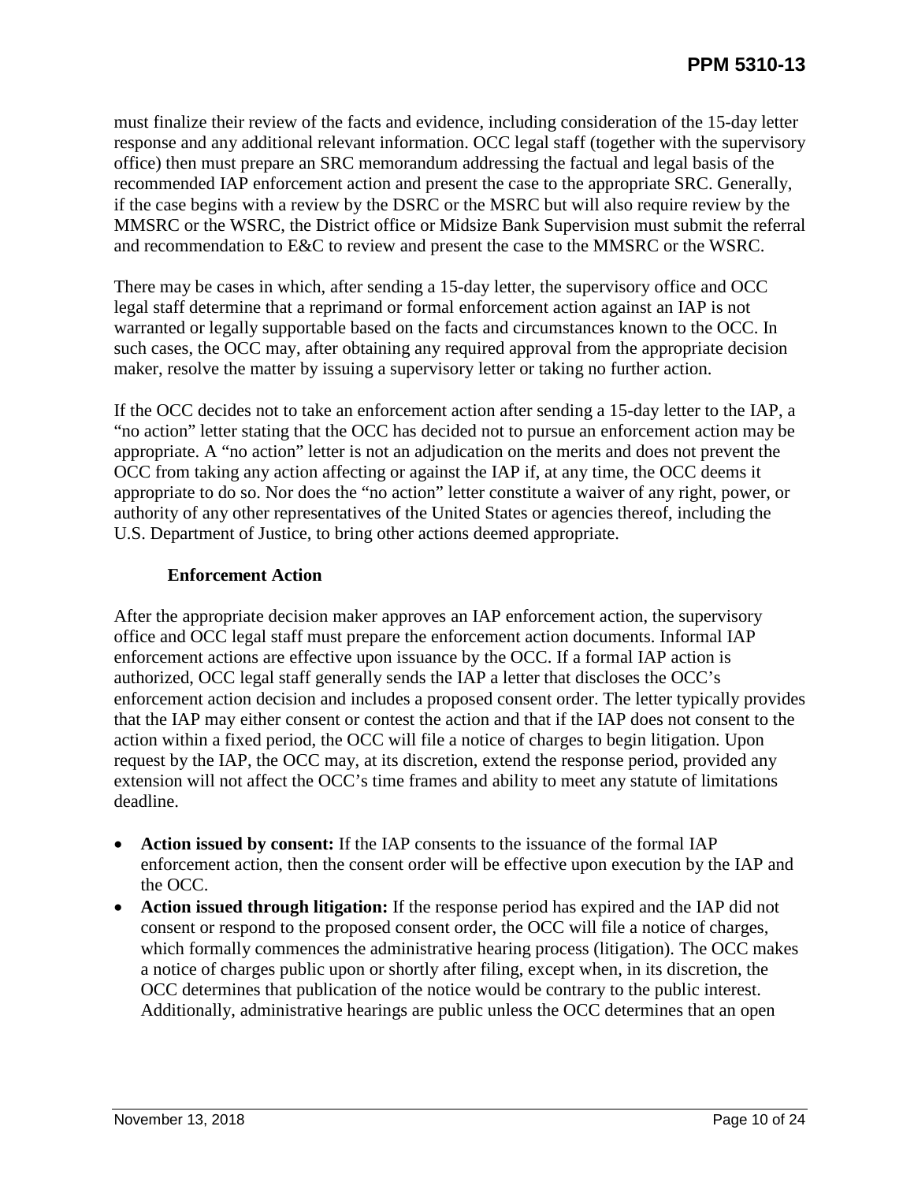must finalize their review of the facts and evidence, including consideration of the 15-day letter response and any additional relevant information. OCC legal staff (together with the supervisory office) then must prepare an SRC memorandum addressing the factual and legal basis of the recommended IAP enforcement action and present the case to the appropriate SRC. Generally, if the case begins with a review by the DSRC or the MSRC but will also require review by the MMSRC or the WSRC, the District office or Midsize Bank Supervision must submit the referral and recommendation to E&C to review and present the case to the MMSRC or the WSRC.

There may be cases in which, after sending a 15-day letter, the supervisory office and OCC legal staff determine that a reprimand or formal enforcement action against an IAP is not warranted or legally supportable based on the facts and circumstances known to the OCC. In such cases, the OCC may, after obtaining any required approval from the appropriate decision maker, resolve the matter by issuing a supervisory letter or taking no further action.

If the OCC decides not to take an enforcement action after sending a 15-day letter to the IAP, a "no action" letter stating that the OCC has decided not to pursue an enforcement action may be appropriate. A "no action" letter is not an adjudication on the merits and does not prevent the OCC from taking any action affecting or against the IAP if, at any time, the OCC deems it appropriate to do so. Nor does the "no action" letter constitute a waiver of any right, power, or authority of any other representatives of the United States or agencies thereof, including the U.S. Department of Justice, to bring other actions deemed appropriate.

#### Enforcement Action

After the appropriate decision maker approves an IAP enforcement action, the supervisory office and OCC legal staff must prepare the enforcement action documents. Informal IAP enforcement actions are effective upon issuance by the OCC. If a formal IAP action is authorized, OCC legal staff generally sends the IAP a letter that discloses the OCC's enforcement action decision and includes a proposed consent order. The letter typically provides that the IAP may either consent or contest the action and that if the IAP does not consent to the action within a fixed period, the OCC will file a notice of charges to begin litigation. Upon request by the IAP, the OCC may, at its discretion, extend the response period, provided any extension will not affect the OCC's time frames and ability to meet any statute of limitations deadline.

- **Action issued by consent:** If the IAP consents to the issuance of the formal IAP enforcement action, then the consent order will be effective upon execution by the IAP and the OCC.
- **Action issued through litigation:** If the response period has expired and the IAP did not consent or respond to the proposed consent order, the OCC will file a notice of charges, which formally commences the administrative hearing process (litigation). The OCC makes a notice of charges public upon or shortly after filing, except when, in its discretion, the OCC determines that publication of the notice would be contrary to the public interest. Additionally, administrative hearings are public unless the OCC determines that an open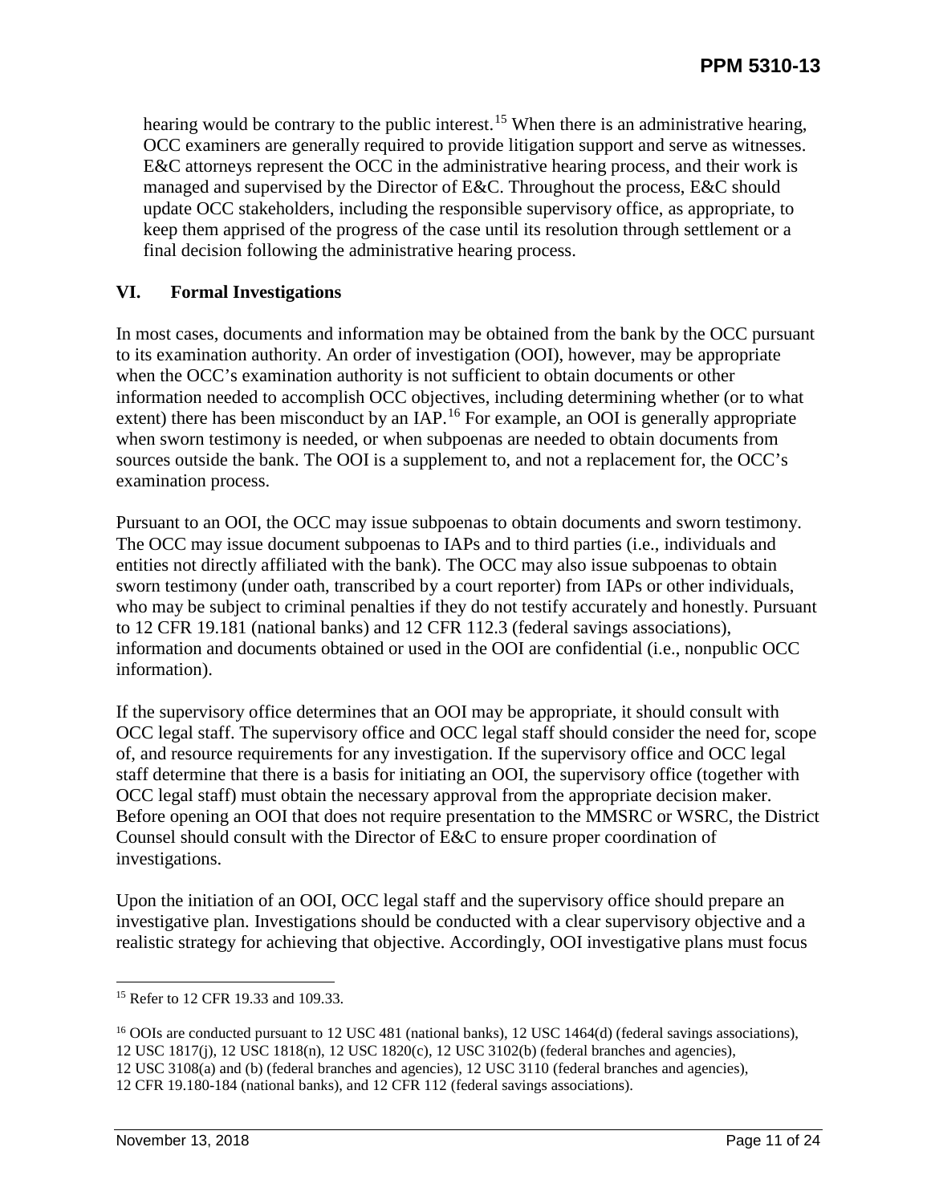hearing would be contrary to the public interest.[15] When there is an administrative hearing, OCC examiners are generally required to provide litigation support and serve as witnesses. E&C attorneys represent the OCC in the administrative hearing process, and their work is managed and supervised by the Director of E&C. Throughout the process, E&C should update OCC stakeholders, including the responsible supervisory office, as appropriate, to keep them apprised of the progress of the case until its resolution through settlement or a final decision following the administrative hearing process.

## VI. Formal Investigations

In most cases, documents and information may be obtained from the bank by the OCC pursuant to its examination authority. An order of investigation (OOI), however, may be appropriate when the OCC's examination authority is not sufficient to obtain documents or other information needed to accomplish OCC objectives, including determining whether (or to what extent) there has been misconduct by an IAP.[16] For example, an OOI is generally appropriate when sworn testimony is needed, or when subpoenas are needed to obtain documents from sources outside the bank. The OOI is a supplement to, and not a replacement for, the OCC's examination process.

Pursuant to an OOI, the OCC may issue subpoenas to obtain documents and sworn testimony. The OCC may issue document subpoenas to IAPs and to third parties (i.e., individuals and entities not directly affiliated with the bank). The OCC may also issue subpoenas to obtain sworn testimony (under oath, transcribed by a court reporter) from IAPs or other individuals, who may be subject to criminal penalties if they do not testify accurately and honestly. Pursuant to 12 CFR 19.181 (national banks) and 12 CFR 112.3 (federal savings associations), information and documents obtained or used in the OOI are confidential (i.e., nonpublic OCC information).

If the supervisory office determines that an OOI may be appropriate, it should consult with OCC legal staff. The supervisory office and OCC legal staff should consider the need for, scope of, and resource requirements for any investigation. If the supervisory office and OCC legal staff determine that there is a basis for initiating an OOI, the supervisory office (together with OCC legal staff) must obtain the necessary approval from the appropriate decision maker. Before opening an OOI that does not require presentation to the MMSRC or WSRC, the District Counsel should consult with the Director of E&C to ensure proper coordination of investigations.

Upon the initiation of an OOI, OCC legal staff and the supervisory office should prepare an investigative plan. Investigations should be conducted with a clear supervisory objective and a realistic strategy for achieving that objective. Accordingly, OOI investigative plans must focus

---

[15] Refer to 12 CFR 19.33 and 109.33.

[16] OOIs are conducted pursuant to 12 USC 481 (national banks), 12 USC 1464(d) (federal savings associations), 12 USC 1817(j), 12 USC 1818(n), 12 USC 1820(c), 12 USC 3102(b) (federal branches and agencies), 12 USC 3108(a) and (b) (federal branches and agencies), 12 USC 3110 (federal branches and agencies), 12 CFR 19.180-184 (national banks), and 12 CFR 112 (federal savings associations).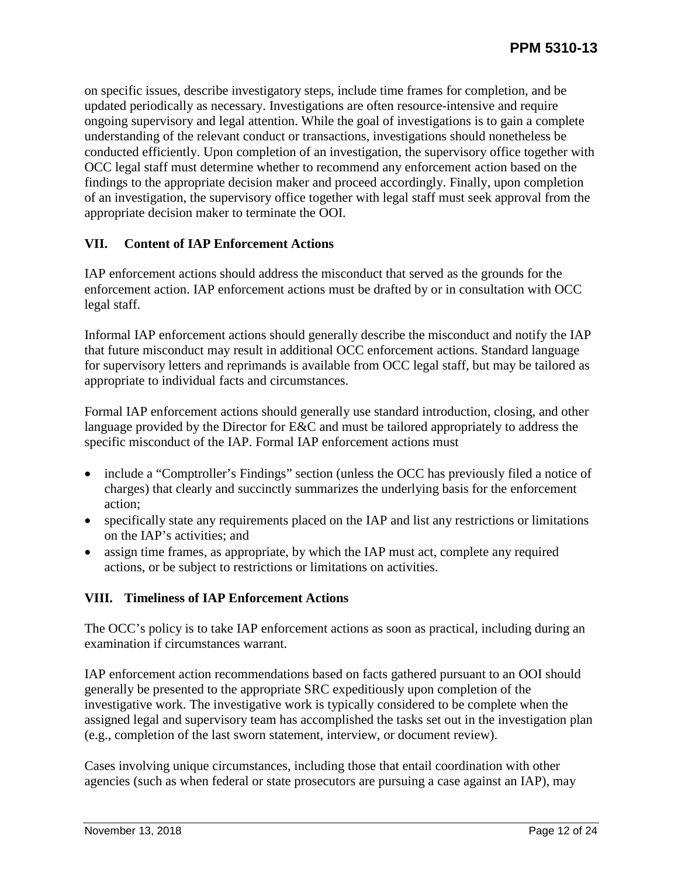on specific issues, describe investigatory steps, include time frames for completion, and be updated periodically as necessary. Investigations are often resource-intensive and require ongoing supervisory and legal attention. While the goal of investigations is to gain a complete understanding of the relevant conduct or transactions, investigations should nonetheless be conducted efficiently. Upon completion of an investigation, the supervisory office together with OCC legal staff must determine whether to recommend any enforcement action based on the findings to the appropriate decision maker and proceed accordingly. Finally, upon completion of an investigation, the supervisory office together with legal staff must seek approval from the appropriate decision maker to terminate the OOI.

## VII. Content of IAP Enforcement Actions

IAP enforcement actions should address the misconduct that served as the grounds for the enforcement action. IAP enforcement actions must be drafted by or in consultation with OCC legal staff.

Informal IAP enforcement actions should generally describe the misconduct and notify the IAP that future misconduct may result in additional OCC enforcement actions. Standard language for supervisory letters and reprimands is available from OCC legal staff, but may be tailored as appropriate to individual facts and circumstances.

Formal IAP enforcement actions should generally use standard introduction, closing, and other language provided by the Director for E&C and must be tailored appropriately to address the specific misconduct of the IAP. Formal IAP enforcement actions must

- include a "Comptroller's Findings" section (unless the OCC has previously filed a notice of charges) that clearly and succinctly summarizes the underlying basis for the enforcement action;
- specifically state any requirements placed on the IAP and list any restrictions or limitations on the IAP's activities; and
- assign time frames, as appropriate, by which the IAP must act, complete any required actions, or be subject to restrictions or limitations on activities.

## VIII. Timeliness of IAP Enforcement Actions

The OCC's policy is to take IAP enforcement actions as soon as practical, including during an examination if circumstances warrant.

IAP enforcement action recommendations based on facts gathered pursuant to an OOI should generally be presented to the appropriate SRC expeditiously upon completion of the investigative work. The investigative work is typically considered to be complete when the assigned legal and supervisory team has accomplished the tasks set out in the investigation plan (e.g., completion of the last sworn statement, interview, or document review).

Cases involving unique circumstances, including those that entail coordination with other agencies (such as when federal or state prosecutors are pursuing a case against an IAP), may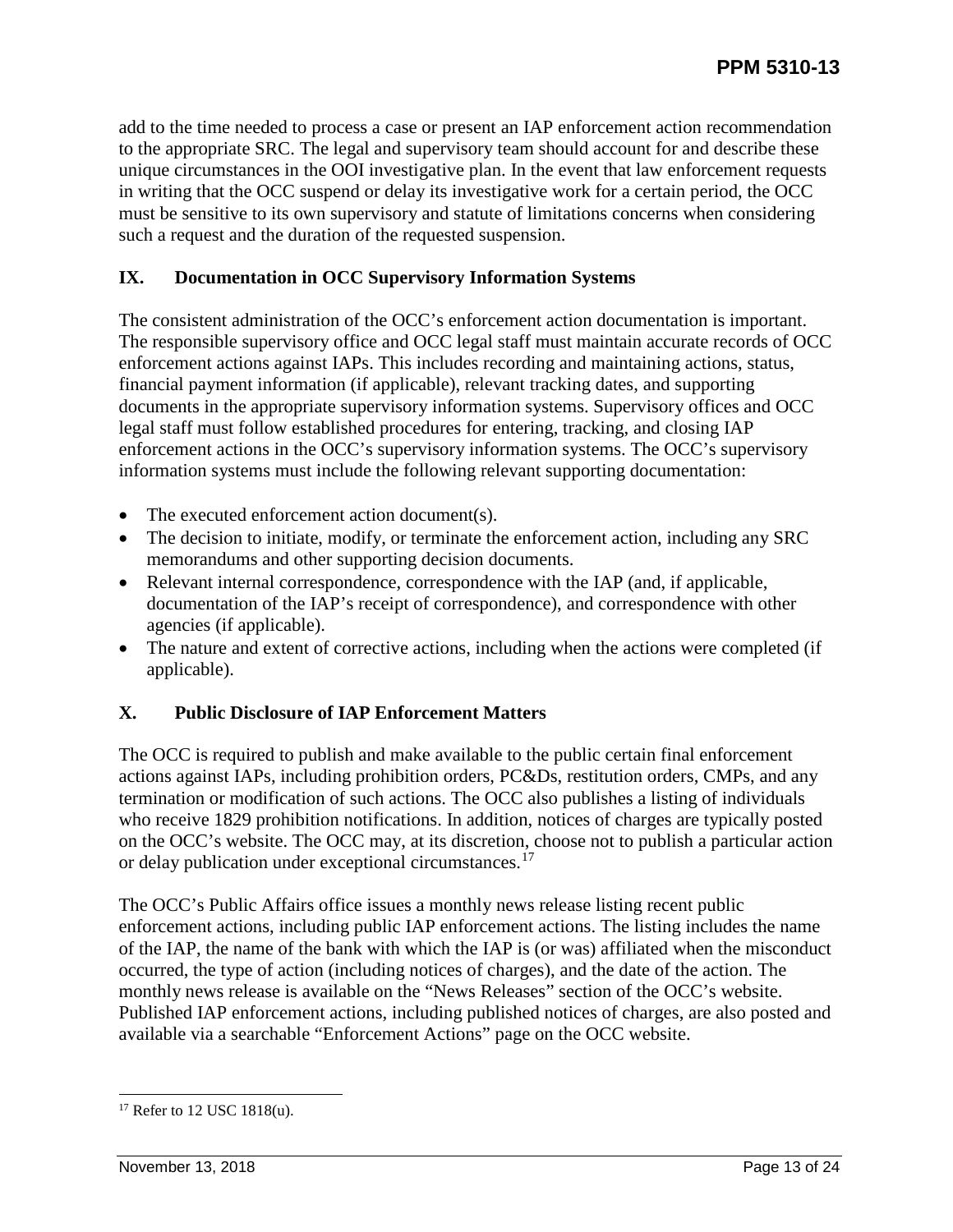add to the time needed to process a case or present an IAP enforcement action recommendation to the appropriate SRC. The legal and supervisory team should account for and describe these unique circumstances in the OOI investigative plan. In the event that law enforcement requests in writing that the OCC suspend or delay its investigative work for a certain period, the OCC must be sensitive to its own supervisory and statute of limitations concerns when considering such a request and the duration of the requested suspension.

## IX. Documentation in OCC Supervisory Information Systems

The consistent administration of the OCC's enforcement action documentation is important. The responsible supervisory office and OCC legal staff must maintain accurate records of OCC enforcement actions against IAPs. This includes recording and maintaining actions, status, financial payment information (if applicable), relevant tracking dates, and supporting documents in the appropriate supervisory information systems. Supervisory offices and OCC legal staff must follow established procedures for entering, tracking, and closing IAP enforcement actions in the OCC's supervisory information systems. The OCC's supervisory information systems must include the following relevant supporting documentation:

- The executed enforcement action document(s).
- The decision to initiate, modify, or terminate the enforcement action, including any SRC memorandums and other supporting decision documents.
- Relevant internal correspondence, correspondence with the IAP (and, if applicable, documentation of the IAP's receipt of correspondence), and correspondence with other agencies (if applicable).
- The nature and extent of corrective actions, including when the actions were completed (if applicable).

## X. Public Disclosure of IAP Enforcement Matters

The OCC is required to publish and make available to the public certain final enforcement actions against IAPs, including prohibition orders, PC&Ds, restitution orders, CMPs, and any termination or modification of such actions. The OCC also publishes a listing of individuals who receive 1829 prohibition notifications. In addition, notices of charges are typically posted on the OCC's website. The OCC may, at its discretion, choose not to publish a particular action or delay publication under exceptional circumstances.[17]

The OCC's Public Affairs office issues a monthly news release listing recent public enforcement actions, including public IAP enforcement actions. The listing includes the name of the IAP, the name of the bank with which the IAP is (or was) affiliated when the misconduct occurred, the type of action (including notices of charges), and the date of the action. The monthly news release is available on the "News Releases" section of the OCC's website. Published IAP enforcement actions, including published notices of charges, are also posted and available via a searchable "Enforcement Actions" page on the OCC website.

[17] Refer to 12 USC 1818(u).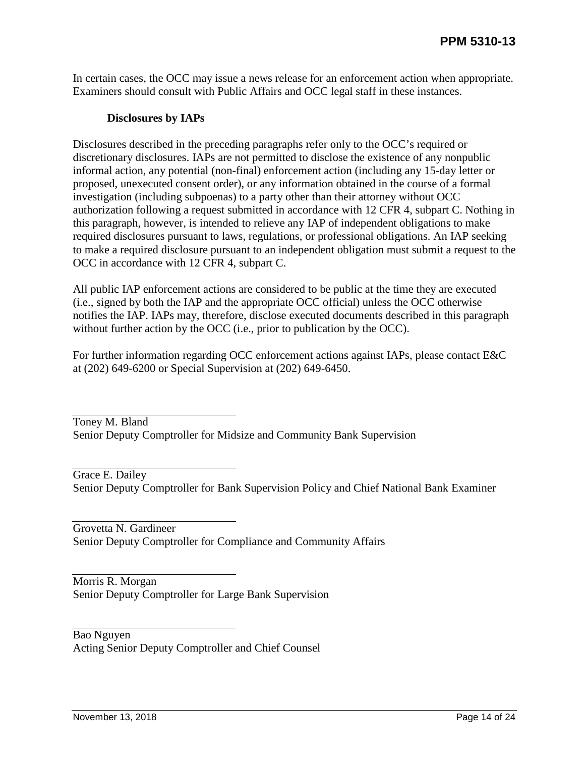In certain cases, the OCC may issue a news release for an enforcement action when appropriate. Examiners should consult with Public Affairs and OCC legal staff in these instances.

### Disclosures by IAPs

Disclosures described in the preceding paragraphs refer only to the OCC's required or discretionary disclosures. IAPs are not permitted to disclose the existence of any nonpublic informal action, any potential (non-final) enforcement action (including any 15-day letter or proposed, unexecuted consent order), or any information obtained in the course of a formal investigation (including subpoenas) to a party other than their attorney without OCC authorization following a request submitted in accordance with 12 CFR 4, subpart C. Nothing in this paragraph, however, is intended to relieve any IAP of independent obligations to make required disclosures pursuant to laws, regulations, or professional obligations. An IAP seeking to make a required disclosure pursuant to an independent obligation must submit a request to the OCC in accordance with 12 CFR 4, subpart C.

All public IAP enforcement actions are considered to be public at the time they are executed (i.e., signed by both the IAP and the appropriate OCC official) unless the OCC otherwise notifies the IAP. IAPs may, therefore, disclose executed documents described in this paragraph without further action by the OCC (i.e., prior to publication by the OCC).

For further information regarding OCC enforcement actions against IAPs, please contact E&C at (202) 649-6200 or Special Supervision at (202) 649-6450.

Toney M. Bland
Senior Deputy Comptroller for Midsize and Community Bank Supervision

Grace E. Dailey
Senior Deputy Comptroller for Bank Supervision Policy and Chief National Bank Examiner

Grovetta N. Gardineer
Senior Deputy Comptroller for Compliance and Community Affairs

Morris R. Morgan
Senior Deputy Comptroller for Large Bank Supervision

Bao Nguyen
Acting Senior Deputy Comptroller and Chief Counsel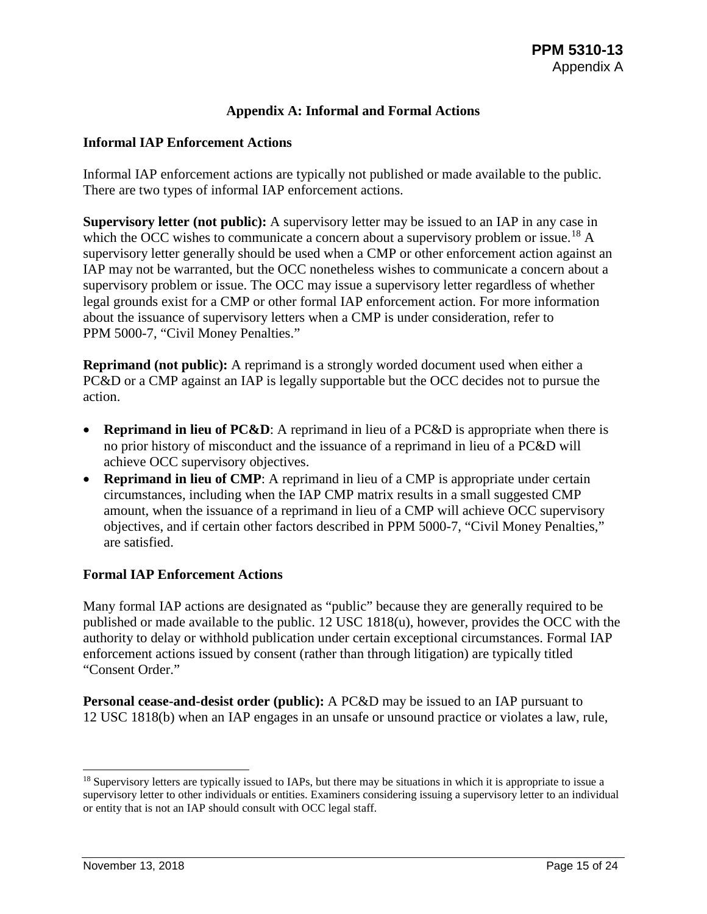## Appendix A: Informal and Formal Actions

### Informal IAP Enforcement Actions

Informal IAP enforcement actions are typically not published or made available to the public. There are two types of informal IAP enforcement actions.

**Supervisory letter (not public):** A supervisory letter may be issued to an IAP in any case in which the OCC wishes to communicate a concern about a supervisory problem or issue.[18] A supervisory letter generally should be used when a CMP or other enforcement action against an IAP may not be warranted, but the OCC nonetheless wishes to communicate a concern about a supervisory problem or issue. The OCC may issue a supervisory letter regardless of whether legal grounds exist for a CMP or other formal IAP enforcement action. For more information about the issuance of supervisory letters when a CMP is under consideration, refer to PPM 5000-7, "Civil Money Penalties."

**Reprimand (not public):** A reprimand is a strongly worded document used when either a PC&D or a CMP against an IAP is legally supportable but the OCC decides not to pursue the action.

- **Reprimand in lieu of PC&D**: A reprimand in lieu of a PC&D is appropriate when there is no prior history of misconduct and the issuance of a reprimand in lieu of a PC&D will achieve OCC supervisory objectives.
- **Reprimand in lieu of CMP**: A reprimand in lieu of a CMP is appropriate under certain circumstances, including when the IAP CMP matrix results in a small suggested CMP amount, when the issuance of a reprimand in lieu of a CMP will achieve OCC supervisory objectives, and if certain other factors described in PPM 5000-7, "Civil Money Penalties," are satisfied.

### Formal IAP Enforcement Actions

Many formal IAP actions are designated as "public" because they are generally required to be published or made available to the public. 12 USC 1818(u), however, provides the OCC with the authority to delay or withhold publication under certain exceptional circumstances. Formal IAP enforcement actions issued by consent (rather than through litigation) are typically titled "Consent Order."

**Personal cease-and-desist order (public):** A PC&D may be issued to an IAP pursuant to 12 USC 1818(b) when an IAP engages in an unsafe or unsound practice or violates a law, rule,

[18] Supervisory letters are typically issued to IAPs, but there may be situations in which it is appropriate to issue a supervisory letter to other individuals or entities. Examiners considering issuing a supervisory letter to an individual or entity that is not an IAP should consult with OCC legal staff.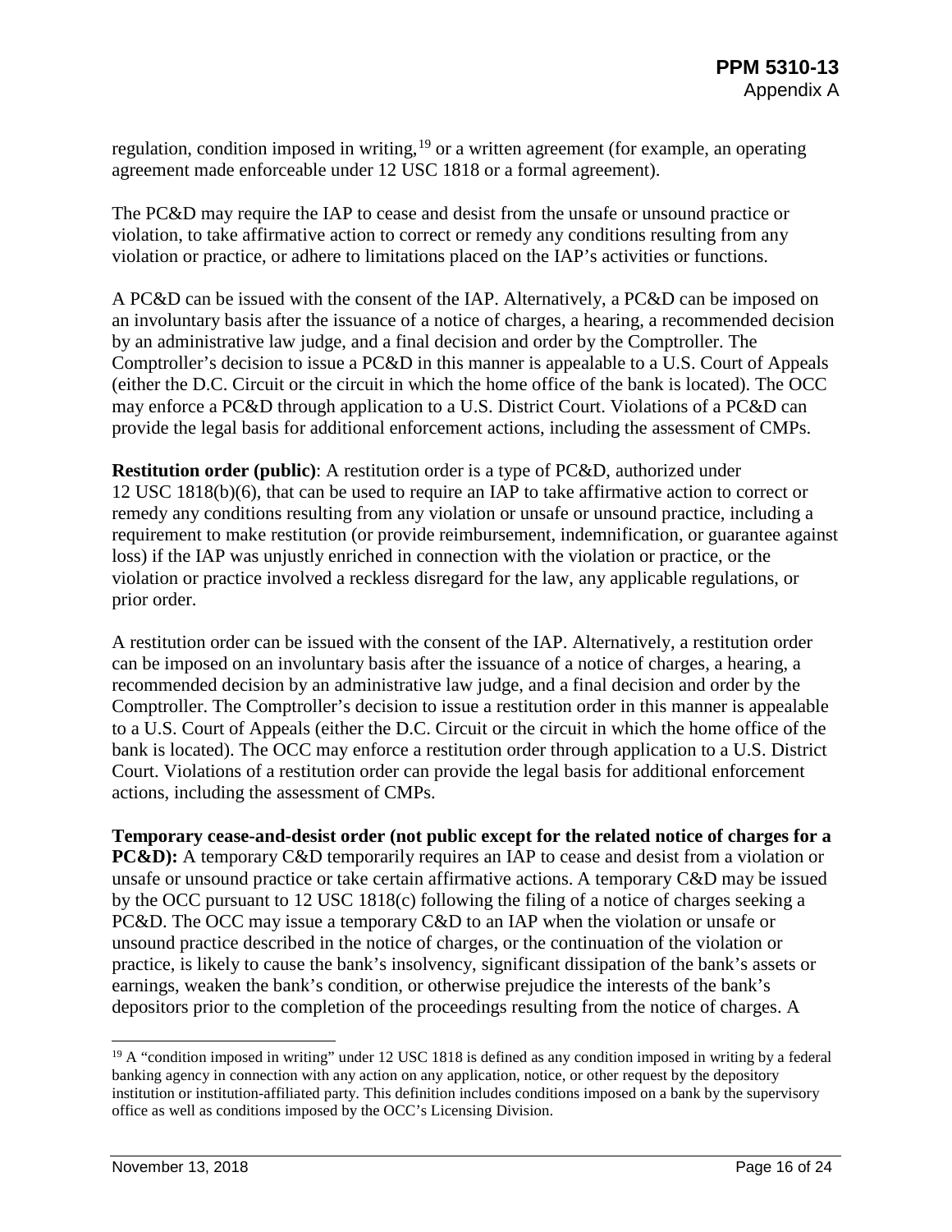regulation, condition imposed in writing,[19] or a written agreement (for example, an operating agreement made enforceable under 12 USC 1818 or a formal agreement).

The PC&D may require the IAP to cease and desist from the unsafe or unsound practice or violation, to take affirmative action to correct or remedy any conditions resulting from any violation or practice, or adhere to limitations placed on the IAP's activities or functions.

A PC&D can be issued with the consent of the IAP. Alternatively, a PC&D can be imposed on an involuntary basis after the issuance of a notice of charges, a hearing, a recommended decision by an administrative law judge, and a final decision and order by the Comptroller. The Comptroller's decision to issue a PC&D in this manner is appealable to a U.S. Court of Appeals (either the D.C. Circuit or the circuit in which the home office of the bank is located). The OCC may enforce a PC&D through application to a U.S. District Court. Violations of a PC&D can provide the legal basis for additional enforcement actions, including the assessment of CMPs.

**Restitution order (public)**: A restitution order is a type of PC&D, authorized under 12 USC 1818(b)(6), that can be used to require an IAP to take affirmative action to correct or remedy any conditions resulting from any violation or unsafe or unsound practice, including a requirement to make restitution (or provide reimbursement, indemnification, or guarantee against loss) if the IAP was unjustly enriched in connection with the violation or practice, or the violation or practice involved a reckless disregard for the law, any applicable regulations, or prior order.

A restitution order can be issued with the consent of the IAP. Alternatively, a restitution order can be imposed on an involuntary basis after the issuance of a notice of charges, a hearing, a recommended decision by an administrative law judge, and a final decision and order by the Comptroller. The Comptroller's decision to issue a restitution order in this manner is appealable to a U.S. Court of Appeals (either the D.C. Circuit or the circuit in which the home office of the bank is located). The OCC may enforce a restitution order through application to a U.S. District Court. Violations of a restitution order can provide the legal basis for additional enforcement actions, including the assessment of CMPs.

**Temporary cease-and-desist order (not public except for the related notice of charges for a PC&D):** A temporary C&D temporarily requires an IAP to cease and desist from a violation or unsafe or unsound practice or take certain affirmative actions. A temporary C&D may be issued by the OCC pursuant to 12 USC 1818(c) following the filing of a notice of charges seeking a PC&D. The OCC may issue a temporary C&D to an IAP when the violation or unsafe or unsound practice described in the notice of charges, or the continuation of the violation or practice, is likely to cause the bank's insolvency, significant dissipation of the bank's assets or earnings, weaken the bank's condition, or otherwise prejudice the interests of the bank's depositors prior to the completion of the proceedings resulting from the notice of charges. A

[19] A "condition imposed in writing" under 12 USC 1818 is defined as any condition imposed in writing by a federal banking agency in connection with any action on any application, notice, or other request by the depository institution or institution-affiliated party. This definition includes conditions imposed on a bank by the supervisory office as well as conditions imposed by the OCC's Licensing Division.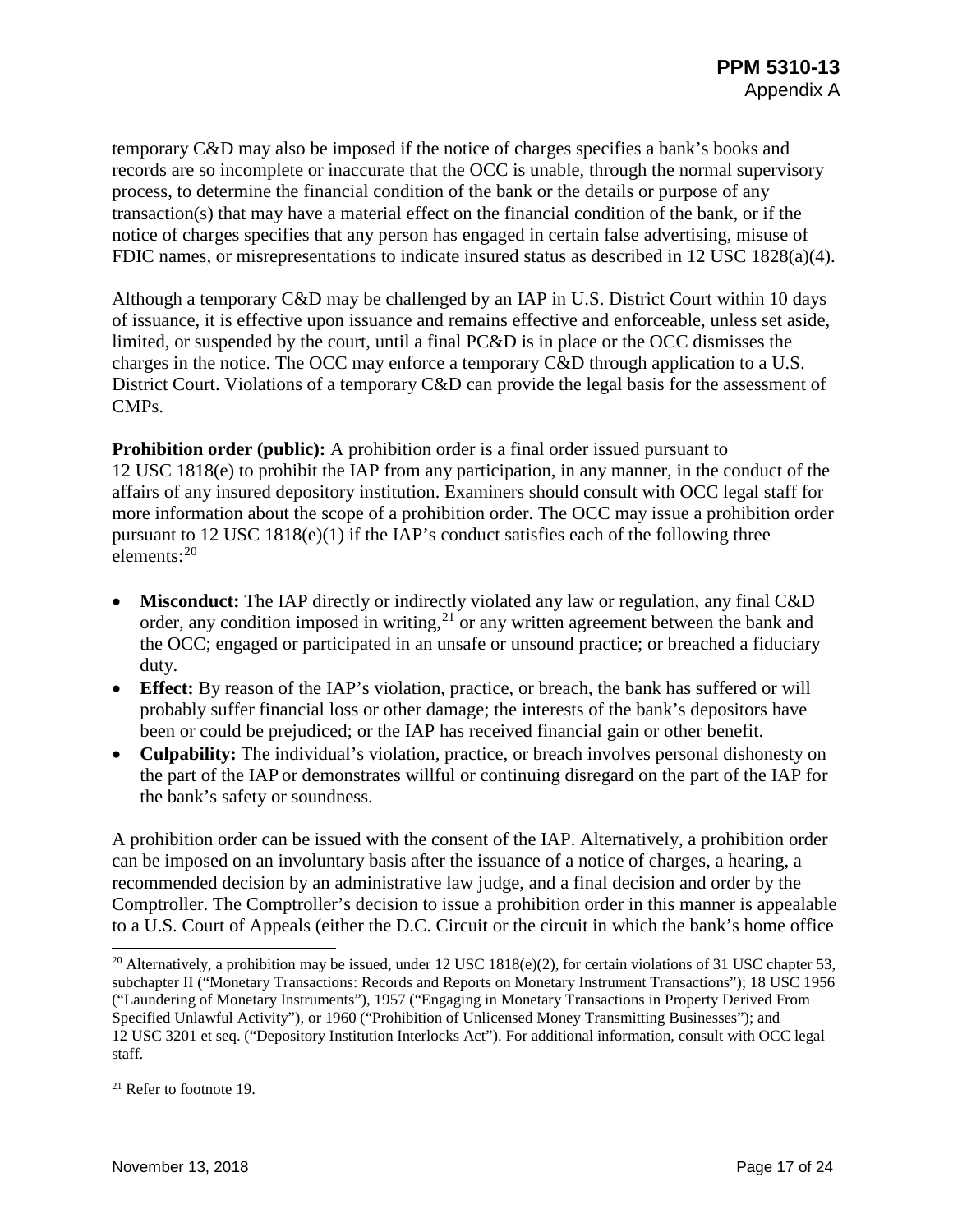temporary C&D may also be imposed if the notice of charges specifies a bank's books and records are so incomplete or inaccurate that the OCC is unable, through the normal supervisory process, to determine the financial condition of the bank or the details or purpose of any transaction(s) that may have a material effect on the financial condition of the bank, or if the notice of charges specifies that any person has engaged in certain false advertising, misuse of FDIC names, or misrepresentations to indicate insured status as described in 12 USC 1828(a)(4).

Although a temporary C&D may be challenged by an IAP in U.S. District Court within 10 days of issuance, it is effective upon issuance and remains effective and enforceable, unless set aside, limited, or suspended by the court, until a final PC&D is in place or the OCC dismisses the charges in the notice. The OCC may enforce a temporary C&D through application to a U.S. District Court. Violations of a temporary C&D can provide the legal basis for the assessment of CMPs.

**Prohibition order (public):** A prohibition order is a final order issued pursuant to 12 USC 1818(e) to prohibit the IAP from any participation, in any manner, in the conduct of the affairs of any insured depository institution. Examiners should consult with OCC legal staff for more information about the scope of a prohibition order. The OCC may issue a prohibition order pursuant to 12 USC 1818(e)(1) if the IAP's conduct satisfies each of the following three elements:[20]

- **Misconduct:** The IAP directly or indirectly violated any law or regulation, any final C&D order, any condition imposed in writing,[21] or any written agreement between the bank and the OCC; engaged or participated in an unsafe or unsound practice; or breached a fiduciary duty.
- **Effect:** By reason of the IAP's violation, practice, or breach, the bank has suffered or will probably suffer financial loss or other damage; the interests of the bank's depositors have been or could be prejudiced; or the IAP has received financial gain or other benefit.
- **Culpability:** The individual's violation, practice, or breach involves personal dishonesty on the part of the IAP or demonstrates willful or continuing disregard on the part of the IAP for the bank's safety or soundness.

A prohibition order can be issued with the consent of the IAP. Alternatively, a prohibition order can be imposed on an involuntary basis after the issuance of a notice of charges, a hearing, a recommended decision by an administrative law judge, and a final decision and order by the Comptroller. The Comptroller's decision to issue a prohibition order in this manner is appealable to a U.S. Court of Appeals (either the D.C. Circuit or the circuit in which the bank's home office

[20] Alternatively, a prohibition may be issued, under 12 USC 1818(e)(2), for certain violations of 31 USC chapter 53, subchapter II ("Monetary Transactions: Records and Reports on Monetary Instrument Transactions"); 18 USC 1956 ("Laundering of Monetary Instruments"), 1957 ("Engaging in Monetary Transactions in Property Derived From Specified Unlawful Activity"), or 1960 ("Prohibition of Unlicensed Money Transmitting Businesses"); and 12 USC 3201 et seq. ("Depository Institution Interlocks Act"). For additional information, consult with OCC legal staff.

[21] Refer to footnote 19.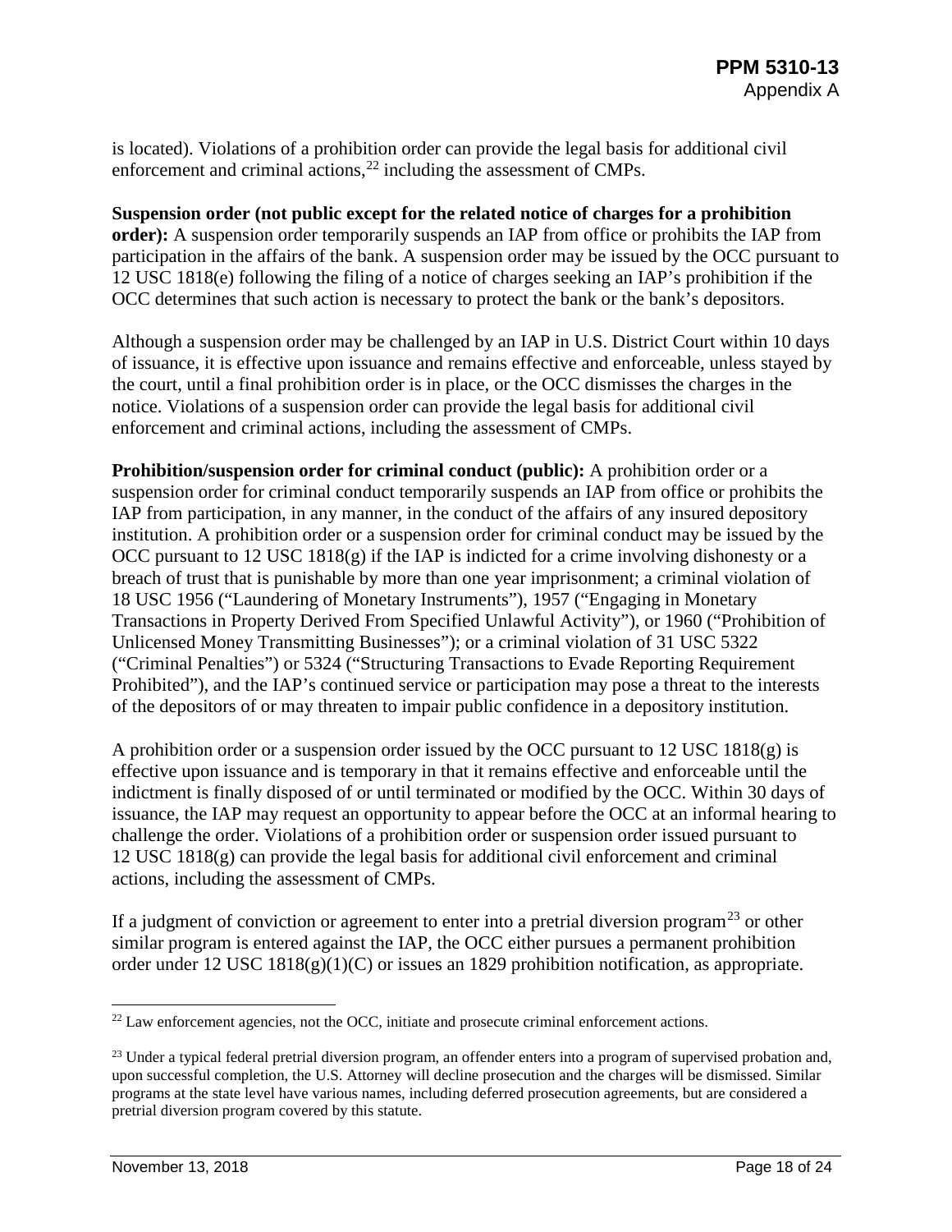is located). Violations of a prohibition order can provide the legal basis for additional civil enforcement and criminal actions,[22] including the assessment of CMPs.

**Suspension order (not public except for the related notice of charges for a prohibition order):** A suspension order temporarily suspends an IAP from office or prohibits the IAP from participation in the affairs of the bank. A suspension order may be issued by the OCC pursuant to 12 USC 1818(e) following the filing of a notice of charges seeking an IAP's prohibition if the OCC determines that such action is necessary to protect the bank or the bank's depositors.

Although a suspension order may be challenged by an IAP in U.S. District Court within 10 days of issuance, it is effective upon issuance and remains effective and enforceable, unless stayed by the court, until a final prohibition order is in place, or the OCC dismisses the charges in the notice. Violations of a suspension order can provide the legal basis for additional civil enforcement and criminal actions, including the assessment of CMPs.

**Prohibition/suspension order for criminal conduct (public):** A prohibition order or a suspension order for criminal conduct temporarily suspends an IAP from office or prohibits the IAP from participation, in any manner, in the conduct of the affairs of any insured depository institution. A prohibition order or a suspension order for criminal conduct may be issued by the OCC pursuant to 12 USC 1818(g) if the IAP is indicted for a crime involving dishonesty or a breach of trust that is punishable by more than one year imprisonment; a criminal violation of 18 USC 1956 ("Laundering of Monetary Instruments"), 1957 ("Engaging in Monetary Transactions in Property Derived From Specified Unlawful Activity"), or 1960 ("Prohibition of Unlicensed Money Transmitting Businesses"); or a criminal violation of 31 USC 5322 ("Criminal Penalties") or 5324 ("Structuring Transactions to Evade Reporting Requirement Prohibited"), and the IAP's continued service or participation may pose a threat to the interests of the depositors of or may threaten to impair public confidence in a depository institution.

A prohibition order or a suspension order issued by the OCC pursuant to 12 USC 1818(g) is effective upon issuance and is temporary in that it remains effective and enforceable until the indictment is finally disposed of or until terminated or modified by the OCC. Within 30 days of issuance, the IAP may request an opportunity to appear before the OCC at an informal hearing to challenge the order. Violations of a prohibition order or suspension order issued pursuant to 12 USC 1818(g) can provide the legal basis for additional civil enforcement and criminal actions, including the assessment of CMPs.

If a judgment of conviction or agreement to enter into a pretrial diversion program[23] or other similar program is entered against the IAP, the OCC either pursues a permanent prohibition order under 12 USC 1818(g)(1)(C) or issues an 1829 prohibition notification, as appropriate.

---

[22] Law enforcement agencies, not the OCC, initiate and prosecute criminal enforcement actions.

[23] Under a typical federal pretrial diversion program, an offender enters into a program of supervised probation and, upon successful completion, the U.S. Attorney will decline prosecution and the charges will be dismissed. Similar programs at the state level have various names, including deferred prosecution agreements, but are considered a pretrial diversion program covered by this statute.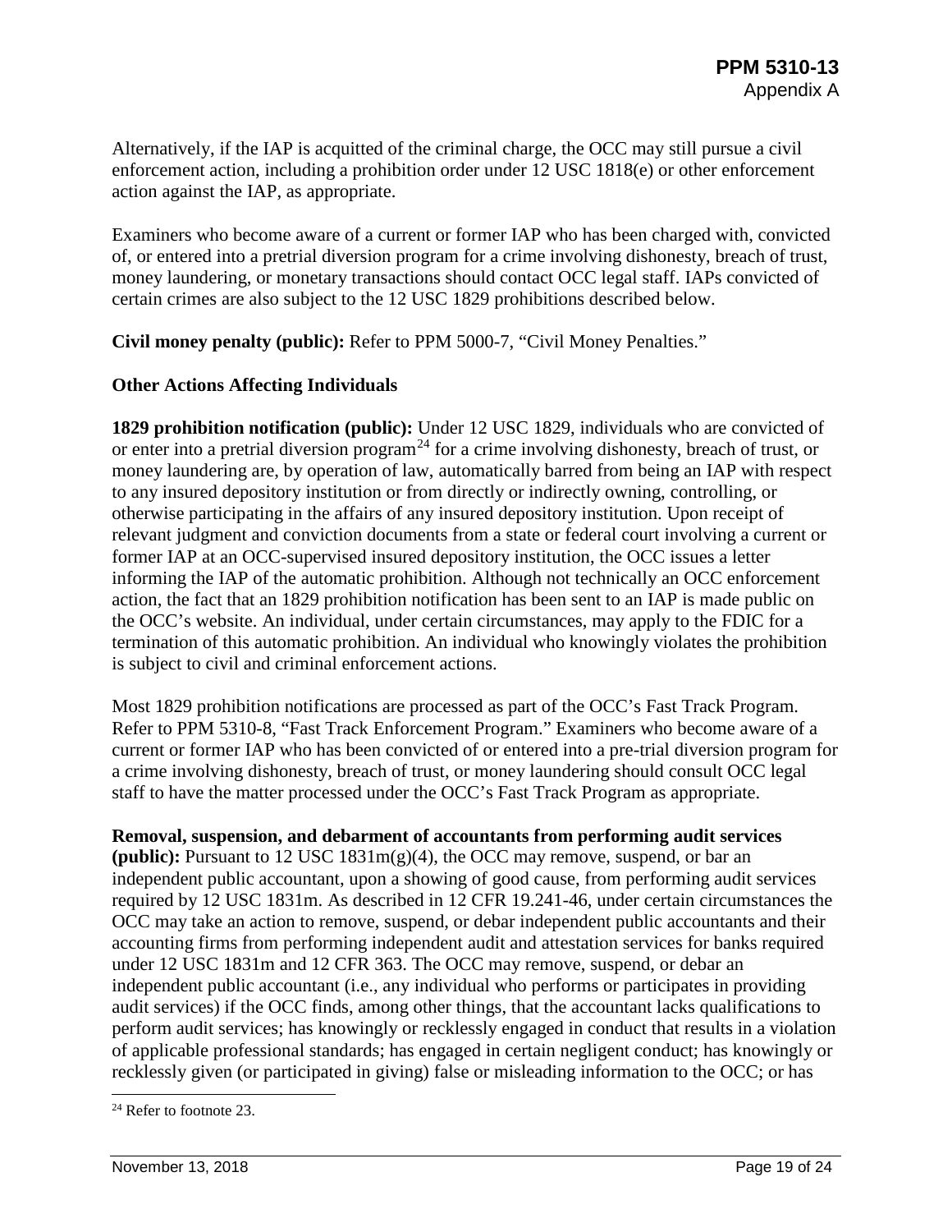Alternatively, if the IAP is acquitted of the criminal charge, the OCC may still pursue a civil enforcement action, including a prohibition order under 12 USC 1818(e) or other enforcement action against the IAP, as appropriate.

Examiners who become aware of a current or former IAP who has been charged with, convicted of, or entered into a pretrial diversion program for a crime involving dishonesty, breach of trust, money laundering, or monetary transactions should contact OCC legal staff. IAPs convicted of certain crimes are also subject to the 12 USC 1829 prohibitions described below.

**Civil money penalty (public):** Refer to PPM 5000-7, "Civil Money Penalties."

### Other Actions Affecting Individuals

**1829 prohibition notification (public):** Under 12 USC 1829, individuals who are convicted of or enter into a pretrial diversion program[24] for a crime involving dishonesty, breach of trust, or money laundering are, by operation of law, automatically barred from being an IAP with respect to any insured depository institution or from directly or indirectly owning, controlling, or otherwise participating in the affairs of any insured depository institution. Upon receipt of relevant judgment and conviction documents from a state or federal court involving a current or former IAP at an OCC-supervised insured depository institution, the OCC issues a letter informing the IAP of the automatic prohibition. Although not technically an OCC enforcement action, the fact that an 1829 prohibition notification has been sent to an IAP is made public on the OCC's website. An individual, under certain circumstances, may apply to the FDIC for a termination of this automatic prohibition. An individual who knowingly violates the prohibition is subject to civil and criminal enforcement actions.

Most 1829 prohibition notifications are processed as part of the OCC's Fast Track Program. Refer to PPM 5310-8, "Fast Track Enforcement Program." Examiners who become aware of a current or former IAP who has been convicted of or entered into a pre-trial diversion program for a crime involving dishonesty, breach of trust, or money laundering should consult OCC legal staff to have the matter processed under the OCC's Fast Track Program as appropriate.

**Removal, suspension, and debarment of accountants from performing audit services (public):** Pursuant to 12 USC 1831m(g)(4), the OCC may remove, suspend, or bar an independent public accountant, upon a showing of good cause, from performing audit services required by 12 USC 1831m. As described in 12 CFR 19.241-46, under certain circumstances the OCC may take an action to remove, suspend, or debar independent public accountants and their accounting firms from performing independent audit and attestation services for banks required under 12 USC 1831m and 12 CFR 363. The OCC may remove, suspend, or debar an independent public accountant (i.e., any individual who performs or participates in providing audit services) if the OCC finds, among other things, that the accountant lacks qualifications to perform audit services; has knowingly or recklessly engaged in conduct that results in a violation of applicable professional standards; has engaged in certain negligent conduct; has knowingly or recklessly given (or participated in giving) false or misleading information to the OCC; or has

[24] Refer to footnote 23.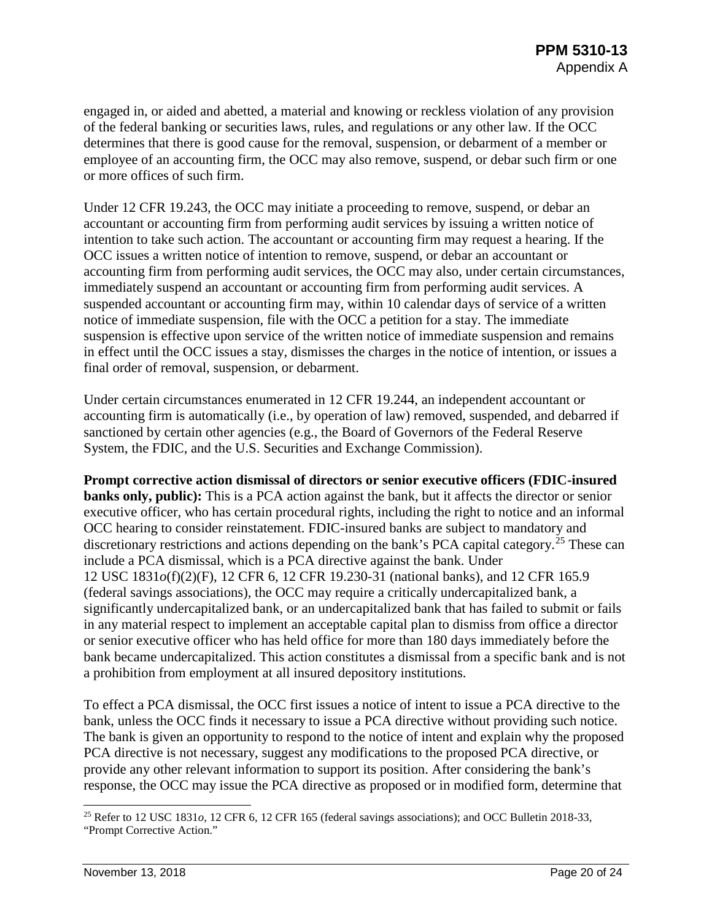engaged in, or aided and abetted, a material and knowing or reckless violation of any provision of the federal banking or securities laws, rules, and regulations or any other law. If the OCC determines that there is good cause for the removal, suspension, or debarment of a member or employee of an accounting firm, the OCC may also remove, suspend, or debar such firm or one or more offices of such firm.

Under 12 CFR 19.243, the OCC may initiate a proceeding to remove, suspend, or debar an accountant or accounting firm from performing audit services by issuing a written notice of intention to take such action. The accountant or accounting firm may request a hearing. If the OCC issues a written notice of intention to remove, suspend, or debar an accountant or accounting firm from performing audit services, the OCC may also, under certain circumstances, immediately suspend an accountant or accounting firm from performing audit services. A suspended accountant or accounting firm may, within 10 calendar days of service of a written notice of immediate suspension, file with the OCC a petition for a stay. The immediate suspension is effective upon service of the written notice of immediate suspension and remains in effect until the OCC issues a stay, dismisses the charges in the notice of intention, or issues a final order of removal, suspension, or debarment.

Under certain circumstances enumerated in 12 CFR 19.244, an independent accountant or accounting firm is automatically (i.e., by operation of law) removed, suspended, and debarred if sanctioned by certain other agencies (e.g., the Board of Governors of the Federal Reserve System, the FDIC, and the U.S. Securities and Exchange Commission).

**Prompt corrective action dismissal of directors or senior executive officers (FDIC-insured banks only, public):** This is a PCA action against the bank, but it affects the director or senior executive officer, who has certain procedural rights, including the right to notice and an informal OCC hearing to consider reinstatement. FDIC-insured banks are subject to mandatory and discretionary restrictions and actions depending on the bank's PCA capital category.[25] These can include a PCA dismissal, which is a PCA directive against the bank. Under 12 USC 1831*o*(f)(2)(F), 12 CFR 6, 12 CFR 19.230-31 (national banks), and 12 CFR 165.9 (federal savings associations), the OCC may require a critically undercapitalized bank, a significantly undercapitalized bank, or an undercapitalized bank that has failed to submit or fails in any material respect to implement an acceptable capital plan to dismiss from office a director or senior executive officer who has held office for more than 180 days immediately before the bank became undercapitalized. This action constitutes a dismissal from a specific bank and is not a prohibition from employment at all insured depository institutions.

To effect a PCA dismissal, the OCC first issues a notice of intent to issue a PCA directive to the bank, unless the OCC finds it necessary to issue a PCA directive without providing such notice. The bank is given an opportunity to respond to the notice of intent and explain why the proposed PCA directive is not necessary, suggest any modifications to the proposed PCA directive, or provide any other relevant information to support its position. After considering the bank's response, the OCC may issue the PCA directive as proposed or in modified form, determine that

[25] Refer to 12 USC 1831*o*, 12 CFR 6, 12 CFR 165 (federal savings associations); and OCC Bulletin 2018-33, "Prompt Corrective Action."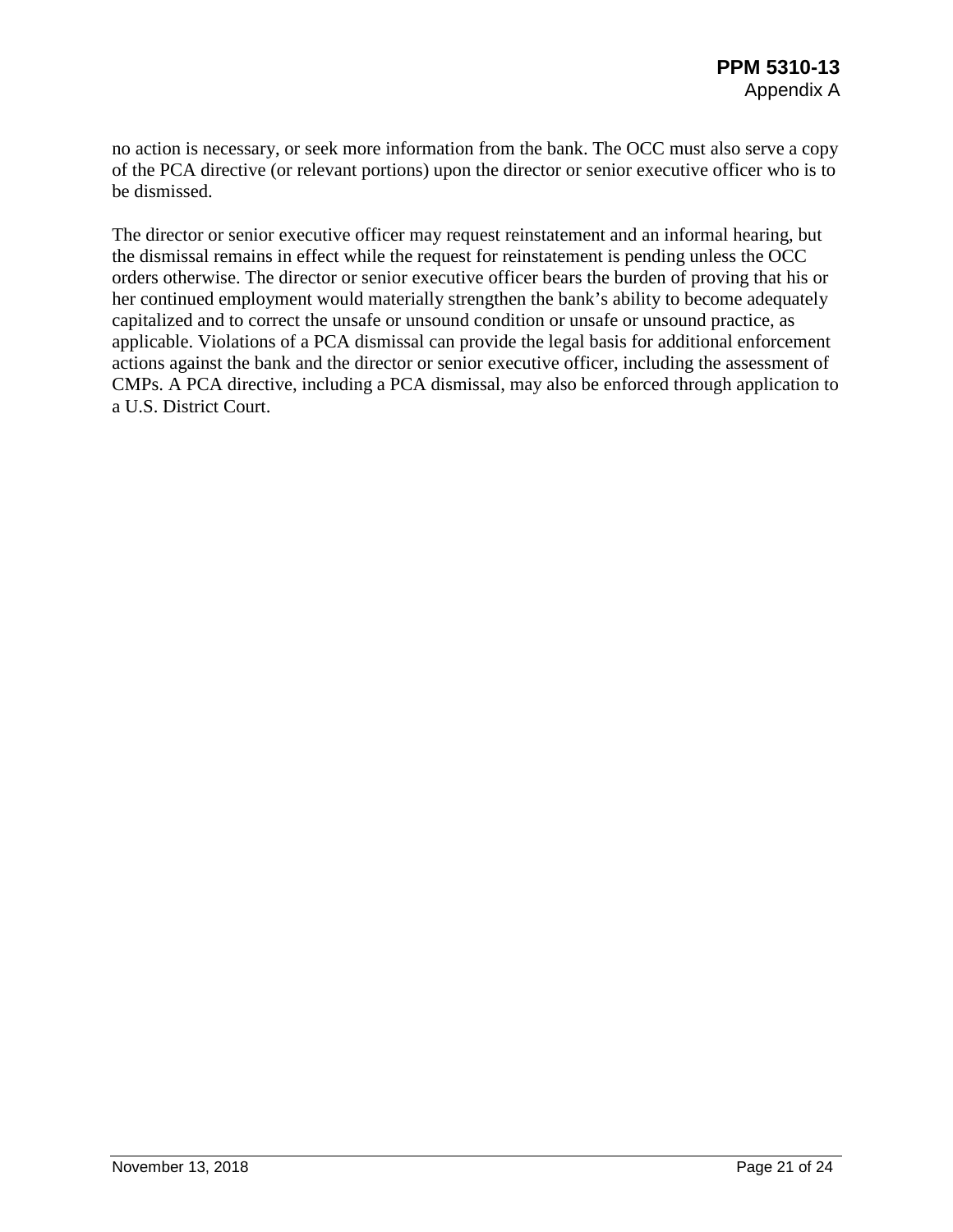no action is necessary, or seek more information from the bank. The OCC must also serve a copy of the PCA directive (or relevant portions) upon the director or senior executive officer who is to be dismissed.

The director or senior executive officer may request reinstatement and an informal hearing, but the dismissal remains in effect while the request for reinstatement is pending unless the OCC orders otherwise. The director or senior executive officer bears the burden of proving that his or her continued employment would materially strengthen the bank's ability to become adequately capitalized and to correct the unsafe or unsound condition or unsafe or unsound practice, as applicable. Violations of a PCA dismissal can provide the legal basis for additional enforcement actions against the bank and the director or senior executive officer, including the assessment of CMPs. A PCA directive, including a PCA dismissal, may also be enforced through application to a U.S. District Court.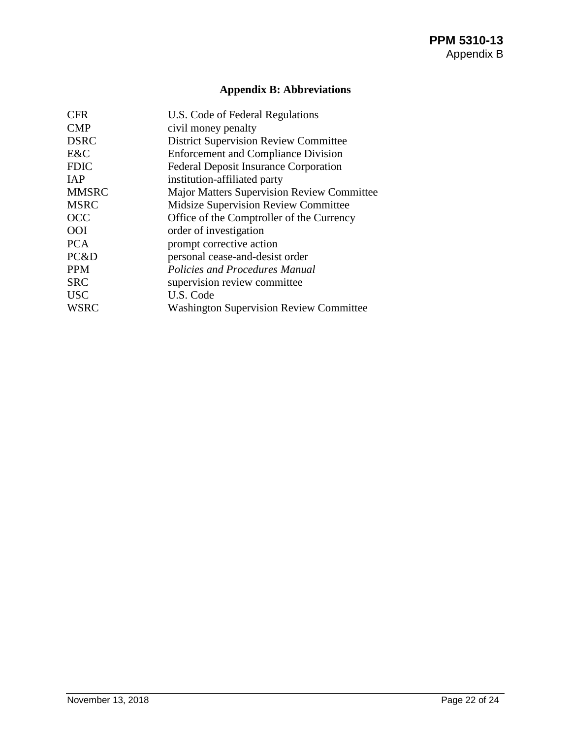# Appendix B: Abbreviations

| | |
|---|---|
| CFR | U.S. Code of Federal Regulations |
| CMP | civil money penalty |
| DSRC | District Supervision Review Committee |
| E&C | Enforcement and Compliance Division |
| FDIC | Federal Deposit Insurance Corporation |
| IAP | institution-affiliated party |
| MMSRC | Major Matters Supervision Review Committee |
| MSRC | Midsize Supervision Review Committee |
| OCC | Office of the Comptroller of the Currency |
| OOI | order of investigation |
| PCA | prompt corrective action |
| PC&D | personal cease-and-desist order |
| PPM | *Policies and Procedures Manual* |
| SRC | supervision review committee |
| USC | U.S. Code |
| WSRC | Washington Supervision Review Committee |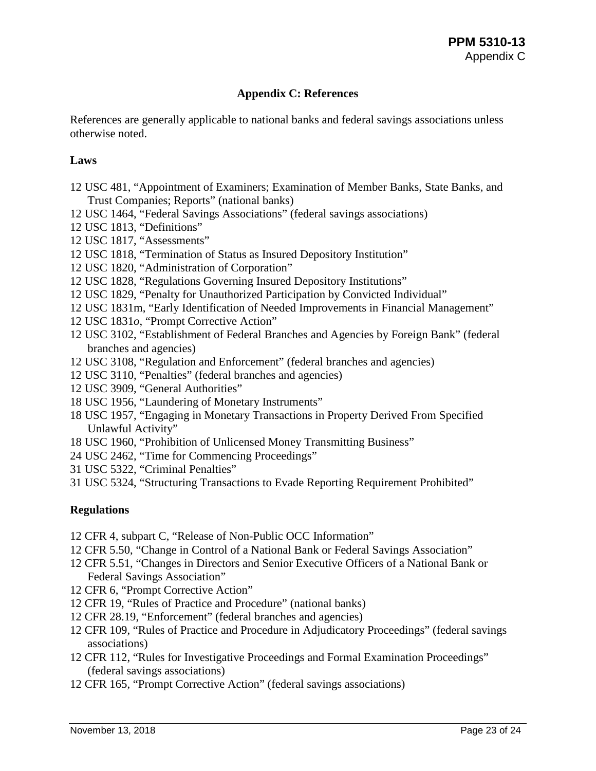# Appendix C: References

References are generally applicable to national banks and federal savings associations unless otherwise noted.

## Laws

- 12 USC 481, “Appointment of Examiners; Examination of Member Banks, State Banks, and Trust Companies; Reports” (national banks)
- 12 USC 1464, “Federal Savings Associations” (federal savings associations)
- 12 USC 1813, “Definitions”
- 12 USC 1817, “Assessments”
- 12 USC 1818, “Termination of Status as Insured Depository Institution”
- 12 USC 1820, “Administration of Corporation”
- 12 USC 1828, “Regulations Governing Insured Depository Institutions”
- 12 USC 1829, “Penalty for Unauthorized Participation by Convicted Individual”
- 12 USC 1831m, “Early Identification of Needed Improvements in Financial Management”
- 12 USC 1831*o*, “Prompt Corrective Action”
- 12 USC 3102, “Establishment of Federal Branches and Agencies by Foreign Bank” (federal branches and agencies)
- 12 USC 3108, “Regulation and Enforcement” (federal branches and agencies)
- 12 USC 3110, “Penalties” (federal branches and agencies)
- 12 USC 3909, “General Authorities”
- 18 USC 1956, “Laundering of Monetary Instruments”
- 18 USC 1957, “Engaging in Monetary Transactions in Property Derived From Specified Unlawful Activity”
- 18 USC 1960, “Prohibition of Unlicensed Money Transmitting Business”
- 24 USC 2462, “Time for Commencing Proceedings”
- 31 USC 5322, “Criminal Penalties”
- 31 USC 5324, “Structuring Transactions to Evade Reporting Requirement Prohibited”

## Regulations

- 12 CFR 4, subpart C, “Release of Non-Public OCC Information”
- 12 CFR 5.50, “Change in Control of a National Bank or Federal Savings Association”
- 12 CFR 5.51, “Changes in Directors and Senior Executive Officers of a National Bank or Federal Savings Association”
- 12 CFR 6, “Prompt Corrective Action”
- 12 CFR 19, “Rules of Practice and Procedure” (national banks)
- 12 CFR 28.19, “Enforcement” (federal branches and agencies)
- 12 CFR 109, “Rules of Practice and Procedure in Adjudicatory Proceedings” (federal savings associations)
- 12 CFR 112, “Rules for Investigative Proceedings and Formal Examination Proceedings” (federal savings associations)
- 12 CFR 165, “Prompt Corrective Action” (federal savings associations)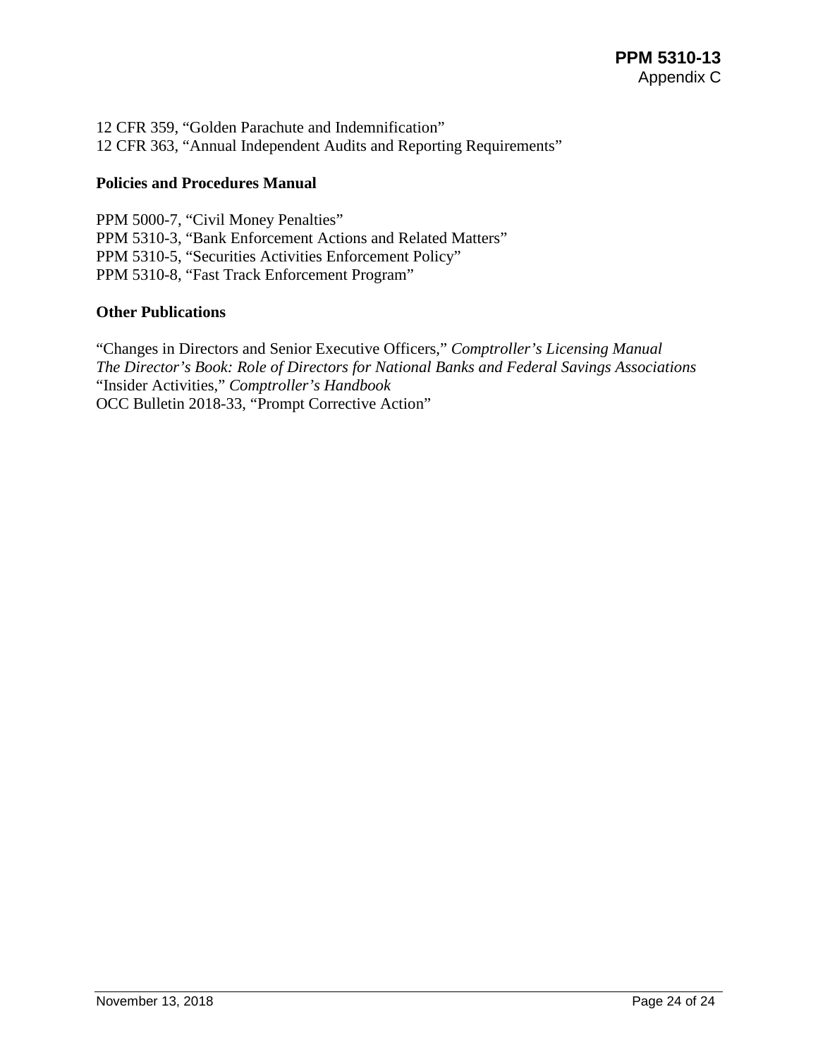12 CFR 359, "Golden Parachute and Indemnification"
12 CFR 363, "Annual Independent Audits and Reporting Requirements"

**Policies and Procedures Manual**

PPM 5000-7, "Civil Money Penalties"
PPM 5310-3, "Bank Enforcement Actions and Related Matters"
PPM 5310-5, "Securities Activities Enforcement Policy"
PPM 5310-8, "Fast Track Enforcement Program"

**Other Publications**

"Changes in Directors and Senior Executive Officers," *Comptroller's Licensing Manual*
*The Director's Book: Role of Directors for National Banks and Federal Savings Associations*
"Insider Activities," *Comptroller's Handbook*
OCC Bulletin 2018-33, "Prompt Corrective Action"